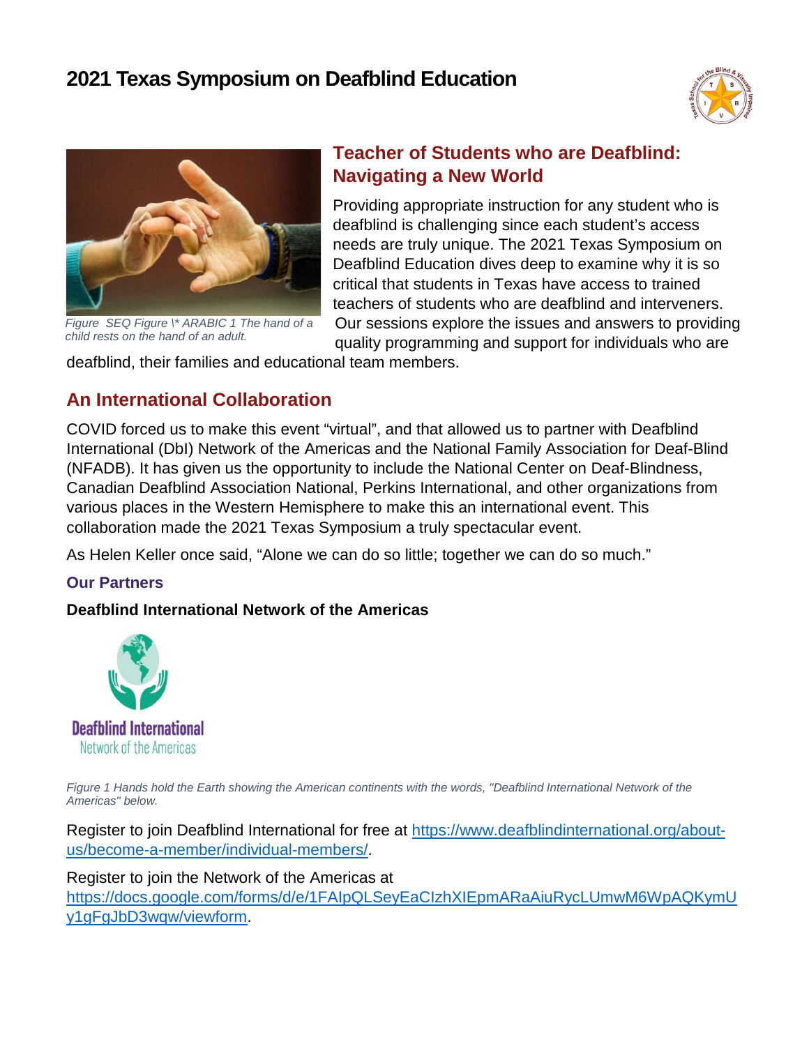# 2021 Texas Symposium on Deafblind Education

*Figure SEQ Figure \* ARABIC 1 The hand of a child rests on the hand of an adult.*

## Teacher of Students who are Deafblind: Navigating a New World

Providing appropriate instruction for any student who is deafblind is challenging since each student's access needs are truly unique. The 2021 Texas Symposium on Deafblind Education dives deep to examine why it is so critical that students in Texas have access to trained teachers of students who are deafblind and interveners. Our sessions explore the issues and answers to providing quality programming and support for individuals who are deafblind, their families and educational team members.

## An International Collaboration

COVID forced us to make this event "virtual", and that allowed us to partner with Deafblind International (DbI) Network of the Americas and the National Family Association for Deaf-Blind (NFADB). It has given us the opportunity to include the National Center on Deaf-Blindness, Canadian Deafblind Association National, Perkins International, and other organizations from various places in the Western Hemisphere to make this an international event. This collaboration made the 2021 Texas Symposium a truly spectacular event.

As Helen Keller once said, "Alone we can do so little; together we can do so much."

### Our Partners

**Deafblind International Network of the Americas**

*Figure 1 Hands hold the Earth showing the American continents with the words, "Deafblind International Network of the Americas" below.*

Register to join Deafblind International for free at https://www.deafblindinternational.org/about-us/become-a-member/individual-members/.

Register to join the Network of the Americas at https://docs.google.com/forms/d/e/1FAIpQLSeyEaCIzhXIEpmARaAiuRycLUmwM6WpAQKymUy1gFgJbD3wqw/viewform.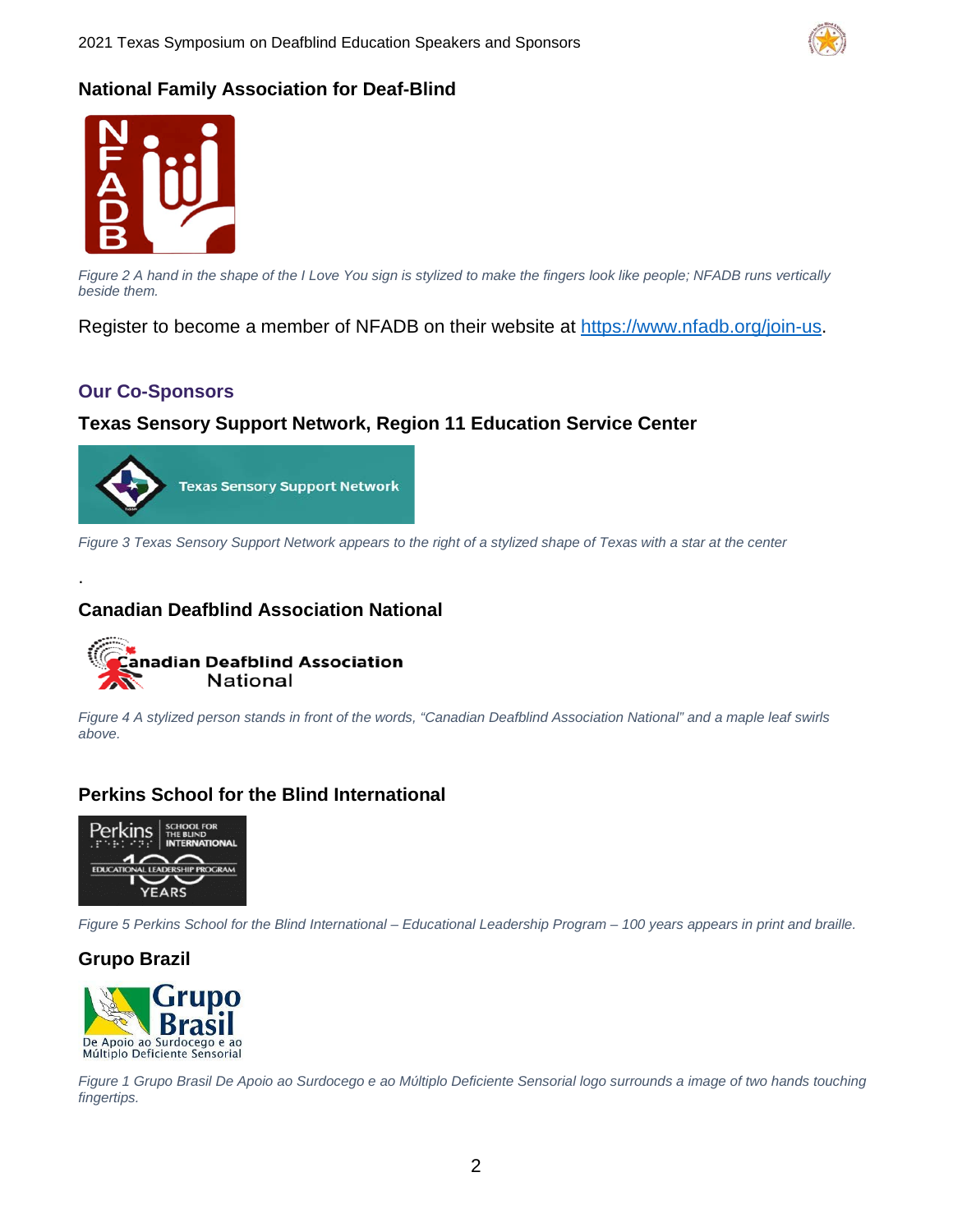## National Family Association for Deaf-Blind

*Figure 2 A hand in the shape of the I Love You sign is stylized to make the fingers look like people; NFADB runs vertically beside them.*

Register to become a member of NFADB on their website at [https://www.nfadb.org/join-us](https://www.nfadb.org/join-us).

## Our Co-Sponsors

### Texas Sensory Support Network, Region 11 Education Service Center

*Figure 3 Texas Sensory Support Network appears to the right of a stylized shape of Texas with a star at the center*

.

### Canadian Deafblind Association National

*Figure 4 A stylized person stands in front of the words, "Canadian Deafblind Association National" and a maple leaf swirls above.*

### Perkins School for the Blind International

*Figure 5 Perkins School for the Blind International – Educational Leadership Program – 100 years appears in print and braille.*

### Grupo Brazil

*Figure 1 Grupo Brasil De Apoio ao Surdocego e ao Múltiplo Deficiente Sensorial logo surrounds a image of two hands touching fingertips.*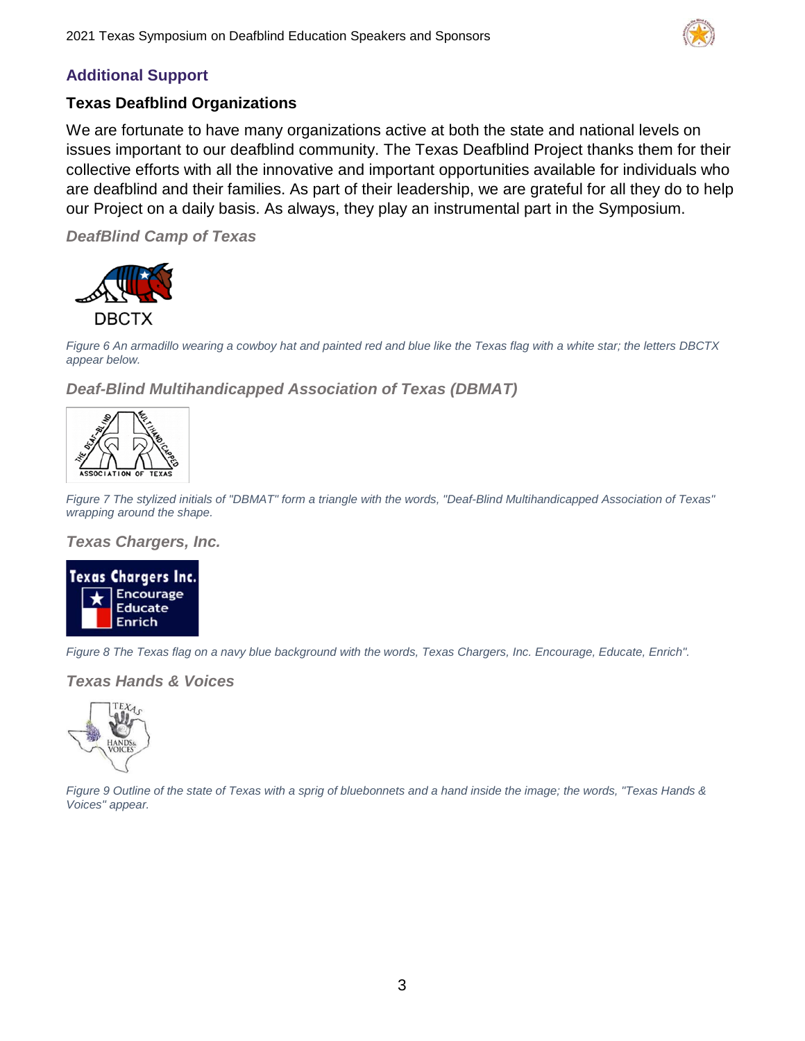## Additional Support

### Texas Deafblind Organizations

We are fortunate to have many organizations active at both the state and national levels on issues important to our deafblind community. The Texas Deafblind Project thanks them for their collective efforts with all the innovative and important opportunities available for individuals who are deafblind and their families. As part of their leadership, we are grateful for all they do to help our Project on a daily basis. As always, they play an instrumental part in the Symposium.

#### *DeafBlind Camp of Texas*

*Figure 6 An armadillo wearing a cowboy hat and painted red and blue like the Texas flag with a white star; the letters DBCTX appear below.*

#### *Deaf-Blind Multihandicapped Association of Texas (DBMAT)*

*Figure 7 The stylized initials of "DBMAT" form a triangle with the words, "Deaf-Blind Multihandicapped Association of Texas" wrapping around the shape.*

#### *Texas Chargers, Inc.*

*Figure 8 The Texas flag on a navy blue background with the words, Texas Chargers, Inc. Encourage, Educate, Enrich".*

#### *Texas Hands & Voices*

*Figure 9 Outline of the state of Texas with a sprig of bluebonnets and a hand inside the image; the words, "Texas Hands & Voices" appear.*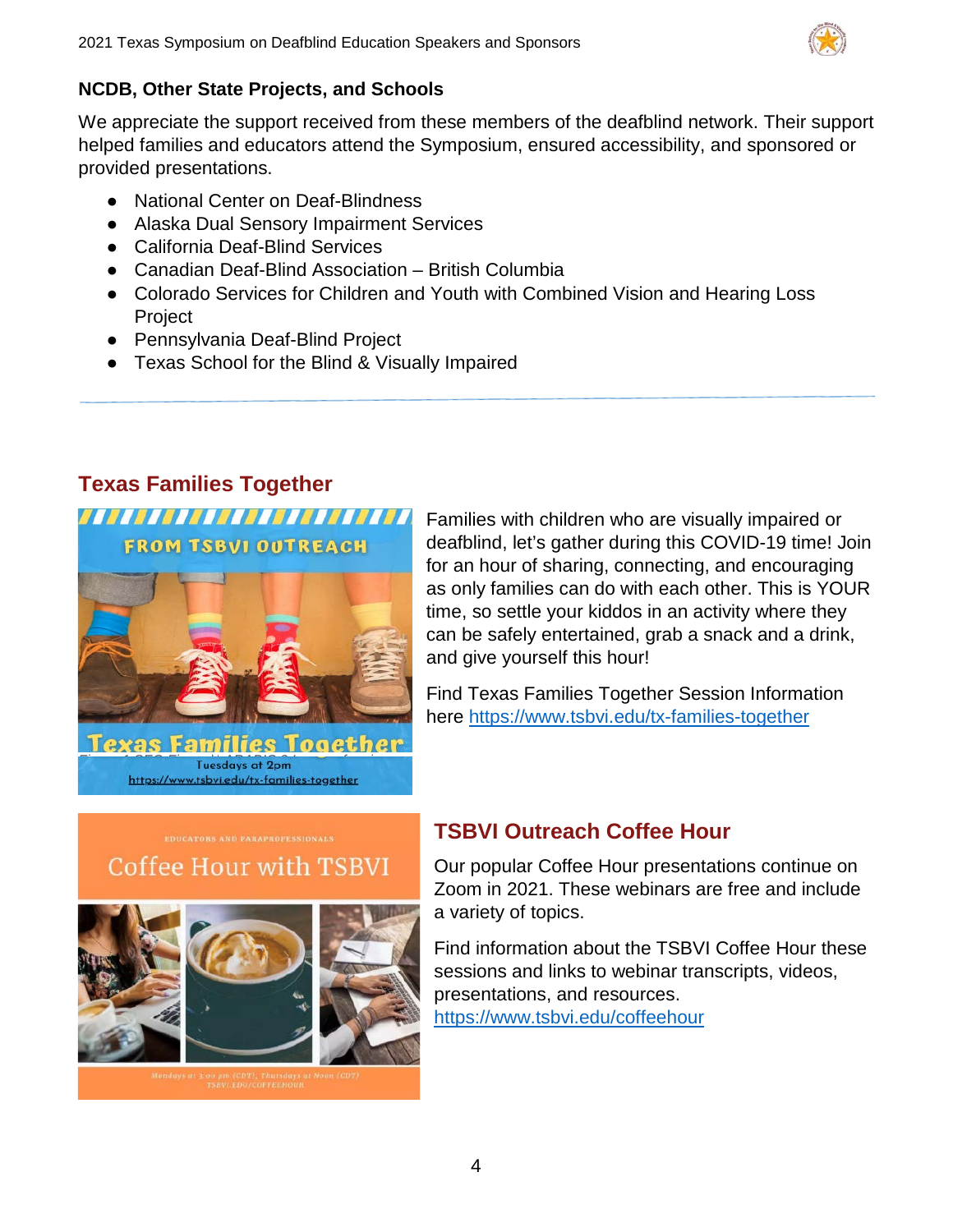## NCDB, Other State Projects, and Schools

We appreciate the support received from these members of the deafblind network. Their support helped families and educators attend the Symposium, ensured accessibility, and sponsored or provided presentations.

- National Center on Deaf-Blindness
- Alaska Dual Sensory Impairment Services
- California Deaf-Blind Services
- Canadian Deaf-Blind Association – British Columbia
- Colorado Services for Children and Youth with Combined Vision and Hearing Loss Project
- Pennsylvania Deaf-Blind Project
- Texas School for the Blind & Visually Impaired

---

## Texas Families Together

FROM TSBVI OUTREACH

Texas Families Together

Tuesdays at 2pm

https://www.tsbvi.edu/tx-families-together

Families with children who are visually impaired or deafblind, let's gather during this COVID-19 time! Join for an hour of sharing, connecting, and encouraging as only families can do with each other. This is YOUR time, so settle your kiddos in an activity where they can be safely entertained, grab a snack and a drink, and give yourself this hour!

Find Texas Families Together Session Information here https://www.tsbvi.edu/tx-families-together

## TSBVI Outreach Coffee Hour

EDUCATORS AND PARAPROFESSIONALS

Coffee Hour with TSBVI

Mondays at 3:00 pm (CDT), Thursdays at Noon (CDT)

TSBVI.EDU/COFFEEHOUR

Our popular Coffee Hour presentations continue on Zoom in 2021. These webinars are free and include a variety of topics.

Find information about the TSBVI Coffee Hour these sessions and links to webinar transcripts, videos, presentations, and resources. https://www.tsbvi.edu/coffeehour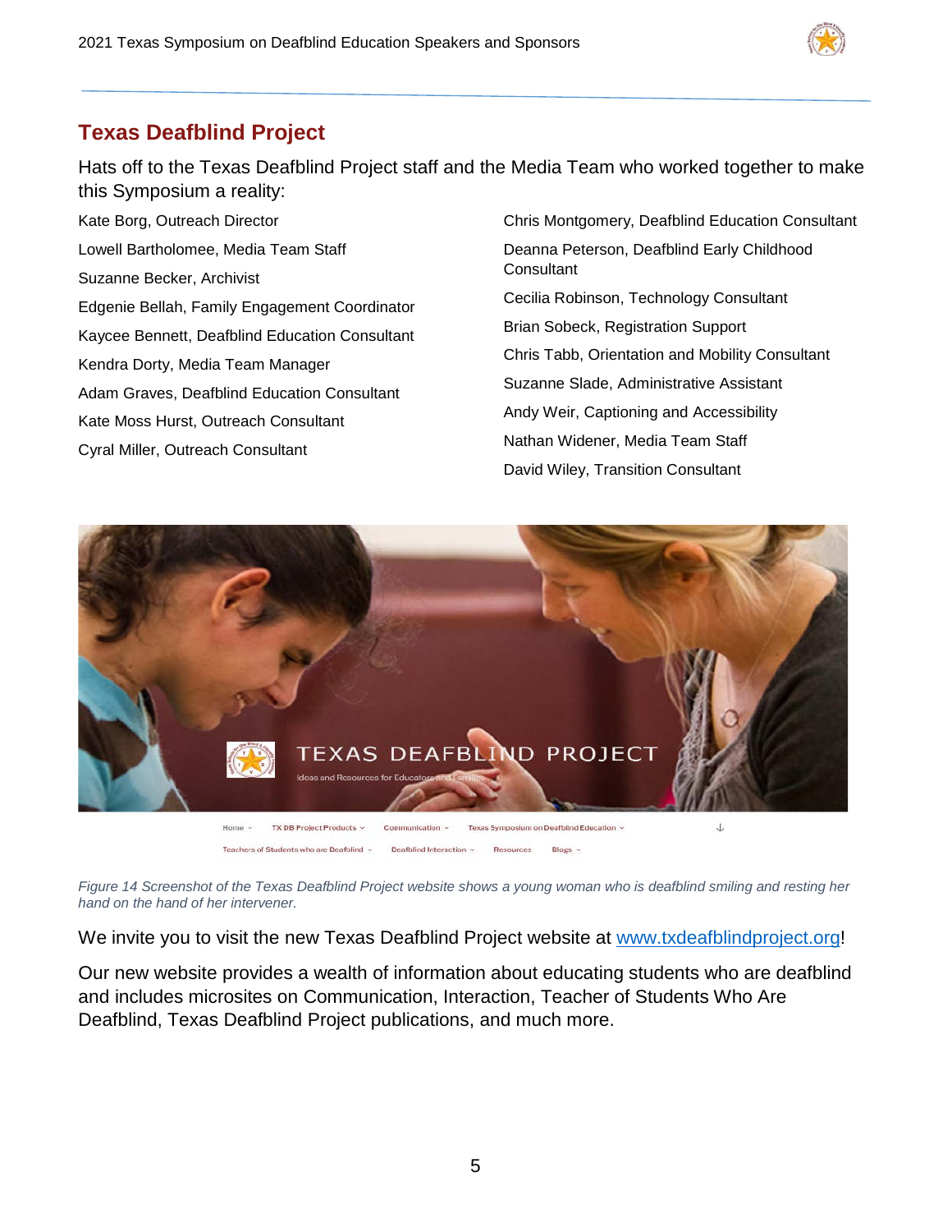## Texas Deafblind Project

Hats off to the Texas Deafblind Project staff and the Media Team who worked together to make this Symposium a reality:

Kate Borg, Outreach Director

Lowell Bartholomee, Media Team Staff

Suzanne Becker, Archivist

Edgenie Bellah, Family Engagement Coordinator

Kaycee Bennett, Deafblind Education Consultant

Kendra Dorty, Media Team Manager

Adam Graves, Deafblind Education Consultant

Kate Moss Hurst, Outreach Consultant

Cyral Miller, Outreach Consultant

Chris Montgomery, Deafblind Education Consultant

Deanna Peterson, Deafblind Early Childhood Consultant

Cecilia Robinson, Technology Consultant

Brian Sobeck, Registration Support

Chris Tabb, Orientation and Mobility Consultant

Suzanne Slade, Administrative Assistant

Andy Weir, Captioning and Accessibility

Nathan Widener, Media Team Staff

David Wiley, Transition Consultant

*Figure 14 Screenshot of the Texas Deafblind Project website shows a young woman who is deafblind smiling and resting her hand on the hand of her intervener.*

We invite you to visit the new Texas Deafblind Project website at www.txdeafblindproject.org!

Our new website provides a wealth of information about educating students who are deafblind and includes microsites on Communication, Interaction, Teacher of Students Who Are Deafblind, Texas Deafblind Project publications, and much more.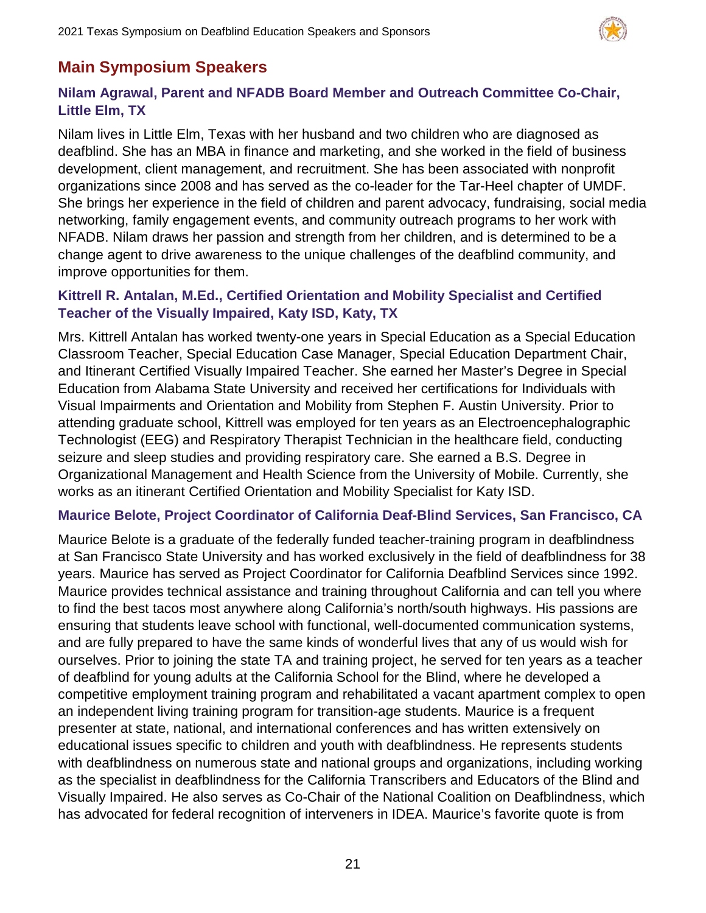## Main Symposium Speakers

### Nilam Agrawal, Parent and NFADB Board Member and Outreach Committee Co-Chair, Little Elm, TX

Nilam lives in Little Elm, Texas with her husband and two children who are diagnosed as deafblind. She has an MBA in finance and marketing, and she worked in the field of business development, client management, and recruitment. She has been associated with nonprofit organizations since 2008 and has served as the co-leader for the Tar-Heel chapter of UMDF. She brings her experience in the field of children and parent advocacy, fundraising, social media networking, family engagement events, and community outreach programs to her work with NFADB. Nilam draws her passion and strength from her children, and is determined to be a change agent to drive awareness to the unique challenges of the deafblind community, and improve opportunities for them.

### Kittrell R. Antalan, M.Ed., Certified Orientation and Mobility Specialist and Certified Teacher of the Visually Impaired, Katy ISD, Katy, TX

Mrs. Kittrell Antalan has worked twenty-one years in Special Education as a Special Education Classroom Teacher, Special Education Case Manager, Special Education Department Chair, and Itinerant Certified Visually Impaired Teacher. She earned her Master's Degree in Special Education from Alabama State University and received her certifications for Individuals with Visual Impairments and Orientation and Mobility from Stephen F. Austin University. Prior to attending graduate school, Kittrell was employed for ten years as an Electroencephalographic Technologist (EEG) and Respiratory Therapist Technician in the healthcare field, conducting seizure and sleep studies and providing respiratory care. She earned a B.S. Degree in Organizational Management and Health Science from the University of Mobile. Currently, she works as an itinerant Certified Orientation and Mobility Specialist for Katy ISD.

### Maurice Belote, Project Coordinator of California Deaf-Blind Services, San Francisco, CA

Maurice Belote is a graduate of the federally funded teacher-training program in deafblindness at San Francisco State University and has worked exclusively in the field of deafblindness for 38 years. Maurice has served as Project Coordinator for California Deafblind Services since 1992. Maurice provides technical assistance and training throughout California and can tell you where to find the best tacos most anywhere along California's north/south highways. His passions are ensuring that students leave school with functional, well-documented communication systems, and are fully prepared to have the same kinds of wonderful lives that any of us would wish for ourselves. Prior to joining the state TA and training project, he served for ten years as a teacher of deafblind for young adults at the California School for the Blind, where he developed a competitive employment training program and rehabilitated a vacant apartment complex to open an independent living training program for transition-age students. Maurice is a frequent presenter at state, national, and international conferences and has written extensively on educational issues specific to children and youth with deafblindness. He represents students with deafblindness on numerous state and national groups and organizations, including working as the specialist in deafblindness for the California Transcribers and Educators of the Blind and Visually Impaired. He also serves as Co-Chair of the National Coalition on Deafblindness, which has advocated for federal recognition of interveners in IDEA. Maurice's favorite quote is from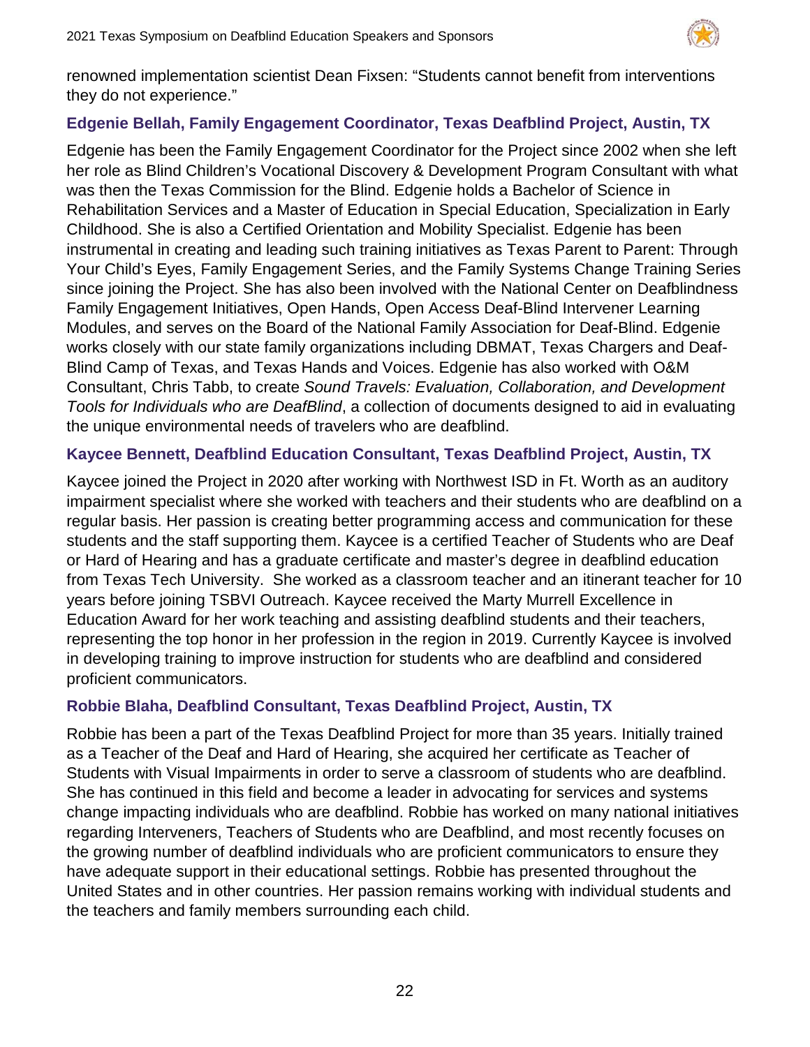renowned implementation scientist Dean Fixsen: "Students cannot benefit from interventions they do not experience."

### Edgenie Bellah, Family Engagement Coordinator, Texas Deafblind Project, Austin, TX

Edgenie has been the Family Engagement Coordinator for the Project since 2002 when she left her role as Blind Children's Vocational Discovery & Development Program Consultant with what was then the Texas Commission for the Blind. Edgenie holds a Bachelor of Science in Rehabilitation Services and a Master of Education in Special Education, Specialization in Early Childhood. She is also a Certified Orientation and Mobility Specialist. Edgenie has been instrumental in creating and leading such training initiatives as Texas Parent to Parent: Through Your Child's Eyes, Family Engagement Series, and the Family Systems Change Training Series since joining the Project. She has also been involved with the National Center on Deafblindness Family Engagement Initiatives, Open Hands, Open Access Deaf-Blind Intervener Learning Modules, and serves on the Board of the National Family Association for Deaf-Blind. Edgenie works closely with our state family organizations including DBMAT, Texas Chargers and Deaf-Blind Camp of Texas, and Texas Hands and Voices. Edgenie has also worked with O&M Consultant, Chris Tabb, to create *Sound Travels: Evaluation, Collaboration, and Development Tools for Individuals who are DeafBlind*, a collection of documents designed to aid in evaluating the unique environmental needs of travelers who are deafblind.

### Kaycee Bennett, Deafblind Education Consultant, Texas Deafblind Project, Austin, TX

Kaycee joined the Project in 2020 after working with Northwest ISD in Ft. Worth as an auditory impairment specialist where she worked with teachers and their students who are deafblind on a regular basis. Her passion is creating better programming access and communication for these students and the staff supporting them. Kaycee is a certified Teacher of Students who are Deaf or Hard of Hearing and has a graduate certificate and master's degree in deafblind education from Texas Tech University. She worked as a classroom teacher and an itinerant teacher for 10 years before joining TSBVI Outreach. Kaycee received the Marty Murrell Excellence in Education Award for her work teaching and assisting deafblind students and their teachers, representing the top honor in her profession in the region in 2019. Currently Kaycee is involved in developing training to improve instruction for students who are deafblind and considered proficient communicators.

### Robbie Blaha, Deafblind Consultant, Texas Deafblind Project, Austin, TX

Robbie has been a part of the Texas Deafblind Project for more than 35 years. Initially trained as a Teacher of the Deaf and Hard of Hearing, she acquired her certificate as Teacher of Students with Visual Impairments in order to serve a classroom of students who are deafblind. She has continued in this field and become a leader in advocating for services and systems change impacting individuals who are deafblind. Robbie has worked on many national initiatives regarding Interveners, Teachers of Students who are Deafblind, and most recently focuses on the growing number of deafblind individuals who are proficient communicators to ensure they have adequate support in their educational settings. Robbie has presented throughout the United States and in other countries. Her passion remains working with individual students and the teachers and family members surrounding each child.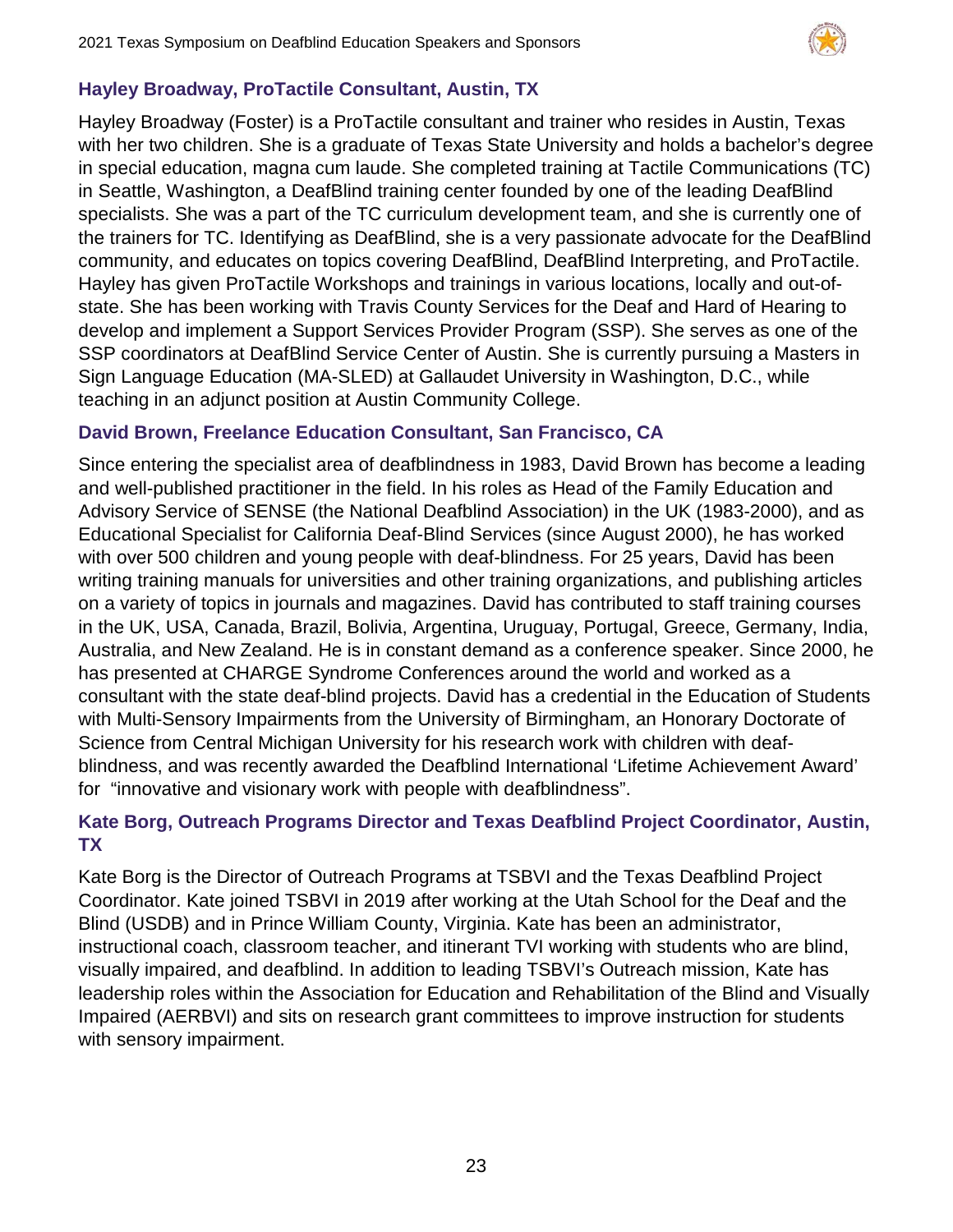### Hayley Broadway, ProTactile Consultant, Austin, TX

Hayley Broadway (Foster) is a ProTactile consultant and trainer who resides in Austin, Texas with her two children. She is a graduate of Texas State University and holds a bachelor's degree in special education, magna cum laude. She completed training at Tactile Communications (TC) in Seattle, Washington, a DeafBlind training center founded by one of the leading DeafBlind specialists. She was a part of the TC curriculum development team, and she is currently one of the trainers for TC. Identifying as DeafBlind, she is a very passionate advocate for the DeafBlind community, and educates on topics covering DeafBlind, DeafBlind Interpreting, and ProTactile. Hayley has given ProTactile Workshops and trainings in various locations, locally and out-of-state. She has been working with Travis County Services for the Deaf and Hard of Hearing to develop and implement a Support Services Provider Program (SSP). She serves as one of the SSP coordinators at DeafBlind Service Center of Austin. She is currently pursuing a Masters in Sign Language Education (MA-SLED) at Gallaudet University in Washington, D.C., while teaching in an adjunct position at Austin Community College.

### David Brown, Freelance Education Consultant, San Francisco, CA

Since entering the specialist area of deafblindness in 1983, David Brown has become a leading and well-published practitioner in the field. In his roles as Head of the Family Education and Advisory Service of SENSE (the National Deafblind Association) in the UK (1983-2000), and as Educational Specialist for California Deaf-Blind Services (since August 2000), he has worked with over 500 children and young people with deaf-blindness. For 25 years, David has been writing training manuals for universities and other training organizations, and publishing articles on a variety of topics in journals and magazines. David has contributed to staff training courses in the UK, USA, Canada, Brazil, Bolivia, Argentina, Uruguay, Portugal, Greece, Germany, India, Australia, and New Zealand. He is in constant demand as a conference speaker. Since 2000, he has presented at CHARGE Syndrome Conferences around the world and worked as a consultant with the state deaf-blind projects. David has a credential in the Education of Students with Multi-Sensory Impairments from the University of Birmingham, an Honorary Doctorate of Science from Central Michigan University for his research work with children with deaf-blindness, and was recently awarded the Deafblind International 'Lifetime Achievement Award' for "innovative and visionary work with people with deafblindness".

### Kate Borg, Outreach Programs Director and Texas Deafblind Project Coordinator, Austin, TX

Kate Borg is the Director of Outreach Programs at TSBVI and the Texas Deafblind Project Coordinator. Kate joined TSBVI in 2019 after working at the Utah School for the Deaf and the Blind (USDB) and in Prince William County, Virginia. Kate has been an administrator, instructional coach, classroom teacher, and itinerant TVI working with students who are blind, visually impaired, and deafblind. In addition to leading TSBVI's Outreach mission, Kate has leadership roles within the Association for Education and Rehabilitation of the Blind and Visually Impaired (AERBVI) and sits on research grant committees to improve instruction for students with sensory impairment.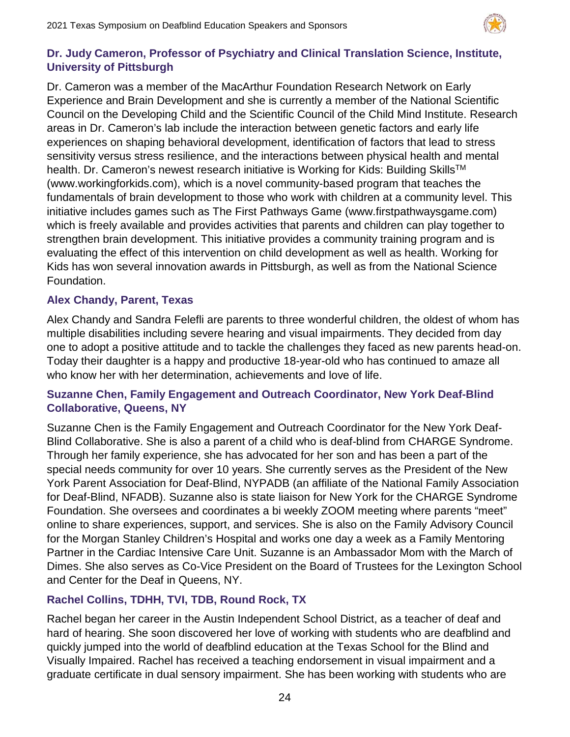### Dr. Judy Cameron, Professor of Psychiatry and Clinical Translation Science, Institute, University of Pittsburgh

Dr. Cameron was a member of the MacArthur Foundation Research Network on Early Experience and Brain Development and she is currently a member of the National Scientific Council on the Developing Child and the Scientific Council of the Child Mind Institute. Research areas in Dr. Cameron's lab include the interaction between genetic factors and early life experiences on shaping behavioral development, identification of factors that lead to stress sensitivity versus stress resilience, and the interactions between physical health and mental health. Dr. Cameron's newest research initiative is Working for Kids: Building Skills™ (www.workingforkids.com), which is a novel community-based program that teaches the fundamentals of brain development to those who work with children at a community level. This initiative includes games such as The First Pathways Game (www.firstpathwaysgame.com) which is freely available and provides activities that parents and children can play together to strengthen brain development. This initiative provides a community training program and is evaluating the effect of this intervention on child development as well as health. Working for Kids has won several innovation awards in Pittsburgh, as well as from the National Science Foundation.

### Alex Chandy, Parent, Texas

Alex Chandy and Sandra Felefli are parents to three wonderful children, the oldest of whom has multiple disabilities including severe hearing and visual impairments. They decided from day one to adopt a positive attitude and to tackle the challenges they faced as new parents head-on. Today their daughter is a happy and productive 18-year-old who has continued to amaze all who know her with her determination, achievements and love of life.

### Suzanne Chen, Family Engagement and Outreach Coordinator, New York Deaf-Blind Collaborative, Queens, NY

Suzanne Chen is the Family Engagement and Outreach Coordinator for the New York Deaf-Blind Collaborative. She is also a parent of a child who is deaf-blind from CHARGE Syndrome. Through her family experience, she has advocated for her son and has been a part of the special needs community for over 10 years. She currently serves as the President of the New York Parent Association for Deaf-Blind, NYPADB (an affiliate of the National Family Association for Deaf-Blind, NFADB). Suzanne also is state liaison for New York for the CHARGE Syndrome Foundation. She oversees and coordinates a bi weekly ZOOM meeting where parents "meet" online to share experiences, support, and services. She is also on the Family Advisory Council for the Morgan Stanley Children's Hospital and works one day a week as a Family Mentoring Partner in the Cardiac Intensive Care Unit. Suzanne is an Ambassador Mom with the March of Dimes. She also serves as Co-Vice President on the Board of Trustees for the Lexington School and Center for the Deaf in Queens, NY.

### Rachel Collins, TDHH, TVI, TDB, Round Rock, TX

Rachel began her career in the Austin Independent School District, as a teacher of deaf and hard of hearing. She soon discovered her love of working with students who are deafblind and quickly jumped into the world of deafblind education at the Texas School for the Blind and Visually Impaired. Rachel has received a teaching endorsement in visual impairment and a graduate certificate in dual sensory impairment. She has been working with students who are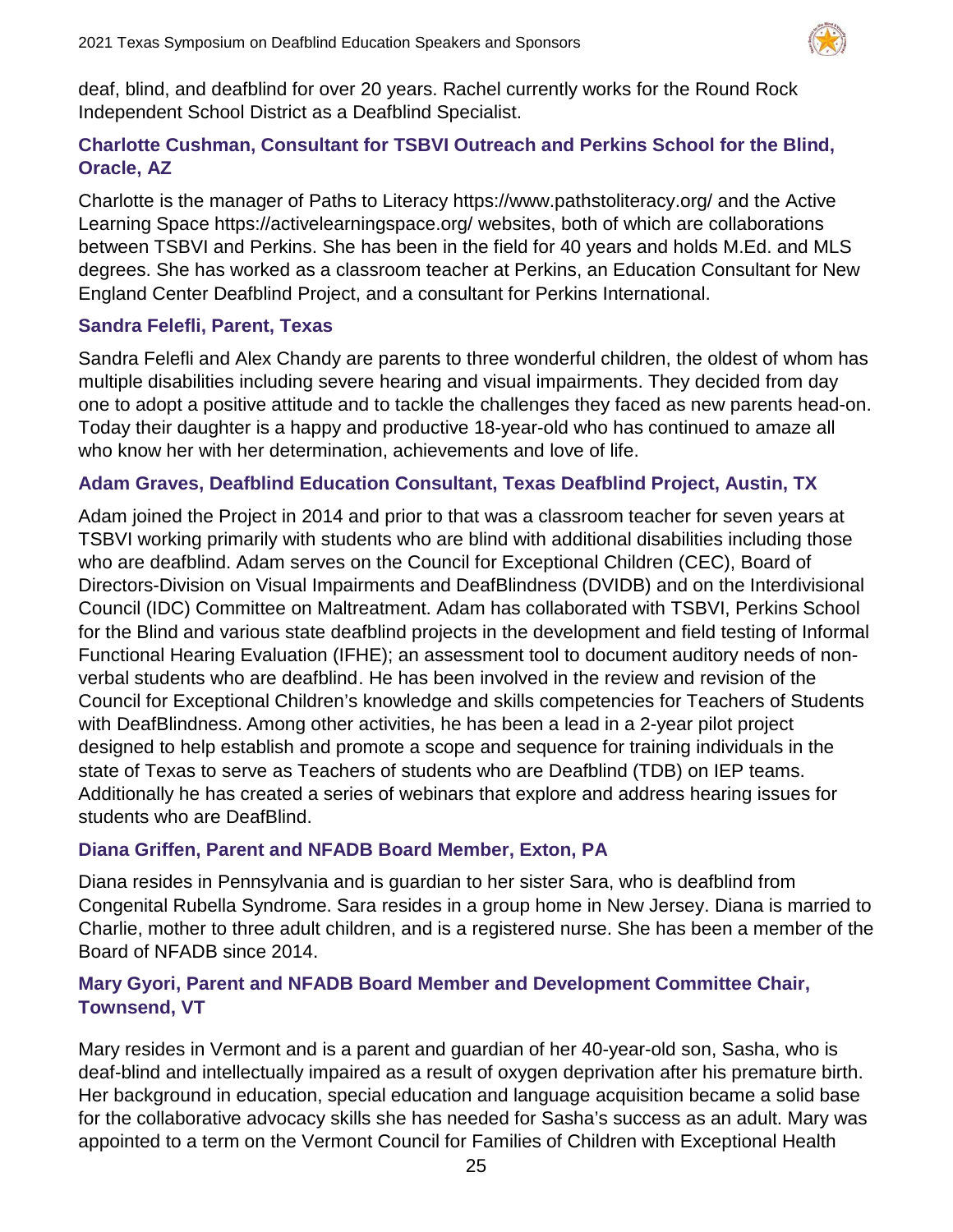deaf, blind, and deafblind for over 20 years. Rachel currently works for the Round Rock Independent School District as a Deafblind Specialist.

### Charlotte Cushman, Consultant for TSBVI Outreach and Perkins School for the Blind, Oracle, AZ

Charlotte is the manager of Paths to Literacy https://www.pathstoliteracy.org/ and the Active Learning Space https://activelearningspace.org/ websites, both of which are collaborations between TSBVI and Perkins. She has been in the field for 40 years and holds M.Ed. and MLS degrees. She has worked as a classroom teacher at Perkins, an Education Consultant for New England Center Deafblind Project, and a consultant for Perkins International.

### Sandra Felefli, Parent, Texas

Sandra Felefli and Alex Chandy are parents to three wonderful children, the oldest of whom has multiple disabilities including severe hearing and visual impairments. They decided from day one to adopt a positive attitude and to tackle the challenges they faced as new parents head-on. Today their daughter is a happy and productive 18-year-old who has continued to amaze all who know her with her determination, achievements and love of life.

### Adam Graves, Deafblind Education Consultant, Texas Deafblind Project, Austin, TX

Adam joined the Project in 2014 and prior to that was a classroom teacher for seven years at TSBVI working primarily with students who are blind with additional disabilities including those who are deafblind. Adam serves on the Council for Exceptional Children (CEC), Board of Directors-Division on Visual Impairments and DeafBlindness (DVIDB) and on the Interdivisional Council (IDC) Committee on Maltreatment. Adam has collaborated with TSBVI, Perkins School for the Blind and various state deafblind projects in the development and field testing of Informal Functional Hearing Evaluation (IFHE); an assessment tool to document auditory needs of non-verbal students who are deafblind. He has been involved in the review and revision of the Council for Exceptional Children's knowledge and skills competencies for Teachers of Students with DeafBlindness. Among other activities, he has been a lead in a 2-year pilot project designed to help establish and promote a scope and sequence for training individuals in the state of Texas to serve as Teachers of students who are Deafblind (TDB) on IEP teams. Additionally he has created a series of webinars that explore and address hearing issues for students who are DeafBlind.

### Diana Griffen, Parent and NFADB Board Member, Exton, PA

Diana resides in Pennsylvania and is guardian to her sister Sara, who is deafblind from Congenital Rubella Syndrome. Sara resides in a group home in New Jersey. Diana is married to Charlie, mother to three adult children, and is a registered nurse. She has been a member of the Board of NFADB since 2014.

### Mary Gyori, Parent and NFADB Board Member and Development Committee Chair, Townsend, VT

Mary resides in Vermont and is a parent and guardian of her 40-year-old son, Sasha, who is deaf-blind and intellectually impaired as a result of oxygen deprivation after his premature birth. Her background in education, special education and language acquisition became a solid base for the collaborative advocacy skills she has needed for Sasha's success as an adult. Mary was appointed to a term on the Vermont Council for Families of Children with Exceptional Health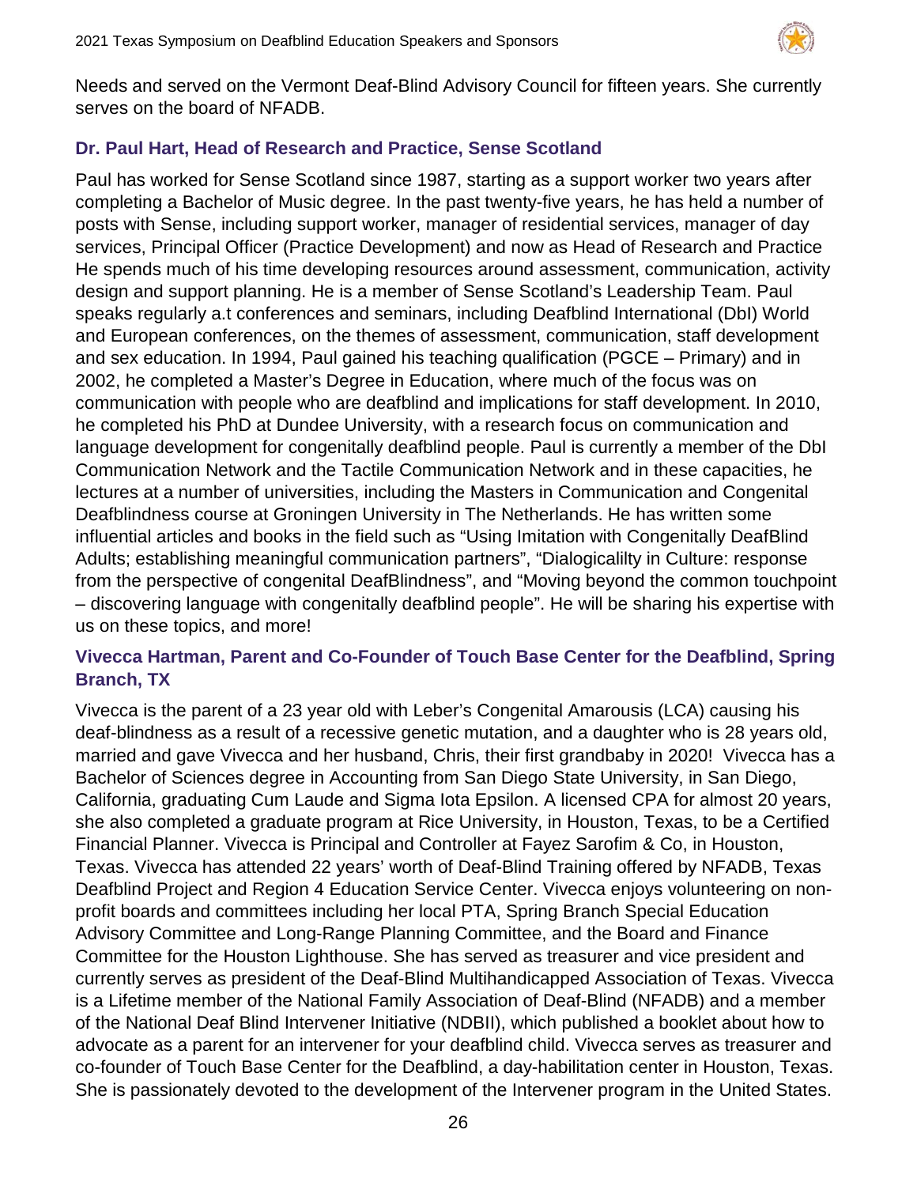Needs and served on the Vermont Deaf-Blind Advisory Council for fifteen years. She currently serves on the board of NFADB.

### Dr. Paul Hart, Head of Research and Practice, Sense Scotland

Paul has worked for Sense Scotland since 1987, starting as a support worker two years after completing a Bachelor of Music degree. In the past twenty-five years, he has held a number of posts with Sense, including support worker, manager of residential services, manager of day services, Principal Officer (Practice Development) and now as Head of Research and Practice He spends much of his time developing resources around assessment, communication, activity design and support planning. He is a member of Sense Scotland's Leadership Team. Paul speaks regularly a.t conferences and seminars, including Deafblind International (DbI) World and European conferences, on the themes of assessment, communication, staff development and sex education. In 1994, Paul gained his teaching qualification (PGCE – Primary) and in 2002, he completed a Master's Degree in Education, where much of the focus was on communication with people who are deafblind and implications for staff development. In 2010, he completed his PhD at Dundee University, with a research focus on communication and language development for congenitally deafblind people. Paul is currently a member of the DbI Communication Network and the Tactile Communication Network and in these capacities, he lectures at a number of universities, including the Masters in Communication and Congenital Deafblindness course at Groningen University in The Netherlands. He has written some influential articles and books in the field such as "Using Imitation with Congenitally DeafBlind Adults; establishing meaningful communication partners", "Dialogicalilty in Culture: response from the perspective of congenital DeafBlindness", and "Moving beyond the common touchpoint – discovering language with congenitally deafblind people". He will be sharing his expertise with us on these topics, and more!

### Vivecca Hartman, Parent and Co-Founder of Touch Base Center for the Deafblind, Spring Branch, TX

Vivecca is the parent of a 23 year old with Leber's Congenital Amarousis (LCA) causing his deaf-blindness as a result of a recessive genetic mutation, and a daughter who is 28 years old, married and gave Vivecca and her husband, Chris, their first grandbaby in 2020! Vivecca has a Bachelor of Sciences degree in Accounting from San Diego State University, in San Diego, California, graduating Cum Laude and Sigma Iota Epsilon. A licensed CPA for almost 20 years, she also completed a graduate program at Rice University, in Houston, Texas, to be a Certified Financial Planner. Vivecca is Principal and Controller at Fayez Sarofim & Co, in Houston, Texas. Vivecca has attended 22 years' worth of Deaf-Blind Training offered by NFADB, Texas Deafblind Project and Region 4 Education Service Center. Vivecca enjoys volunteering on non-profit boards and committees including her local PTA, Spring Branch Special Education Advisory Committee and Long-Range Planning Committee, and the Board and Finance Committee for the Houston Lighthouse. She has served as treasurer and vice president and currently serves as president of the Deaf-Blind Multihandicapped Association of Texas. Vivecca is a Lifetime member of the National Family Association of Deaf-Blind (NFADB) and a member of the National Deaf Blind Intervener Initiative (NDBII), which published a booklet about how to advocate as a parent for an intervener for your deafblind child. Vivecca serves as treasurer and co-founder of Touch Base Center for the Deafblind, a day-habilitation center in Houston, Texas. She is passionately devoted to the development of the Intervener program in the United States.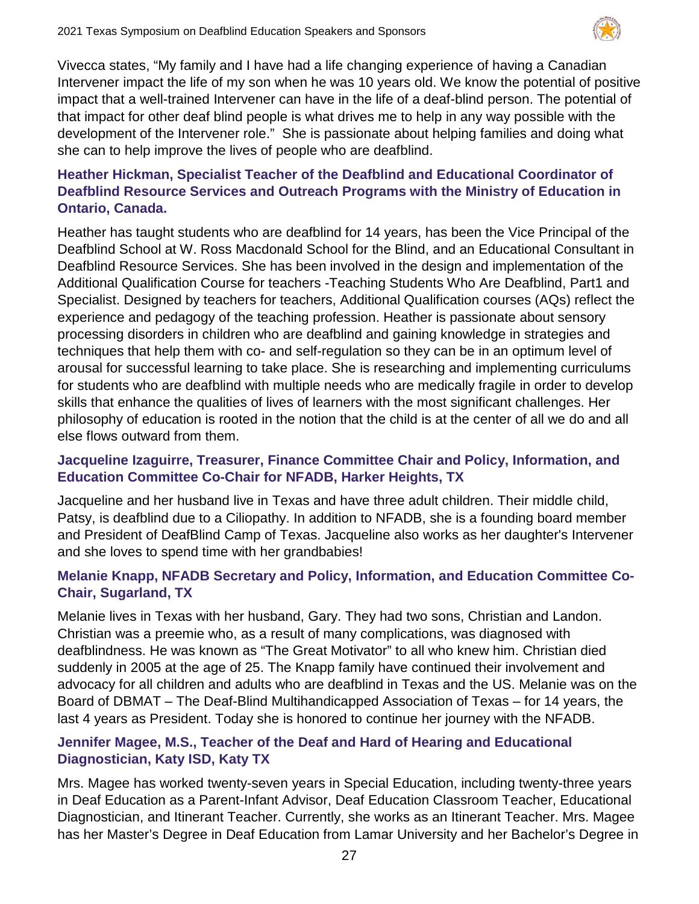Vivecca states, “My family and I have had a life changing experience of having a Canadian Intervener impact the life of my son when he was 10 years old. We know the potential of positive impact that a well-trained Intervener can have in the life of a deaf-blind person. The potential of that impact for other deaf blind people is what drives me to help in any way possible with the development of the Intervener role.” She is passionate about helping families and doing what she can to help improve the lives of people who are deafblind.

### Heather Hickman, Specialist Teacher of the Deafblind and Educational Coordinator of Deafblind Resource Services and Outreach Programs with the Ministry of Education in Ontario, Canada.

Heather has taught students who are deafblind for 14 years, has been the Vice Principal of the Deafblind School at W. Ross Macdonald School for the Blind, and an Educational Consultant in Deafblind Resource Services. She has been involved in the design and implementation of the Additional Qualification Course for teachers -Teaching Students Who Are Deafblind, Part1 and Specialist. Designed by teachers for teachers, Additional Qualification courses (AQs) reflect the experience and pedagogy of the teaching profession. Heather is passionate about sensory processing disorders in children who are deafblind and gaining knowledge in strategies and techniques that help them with co- and self-regulation so they can be in an optimum level of arousal for successful learning to take place. She is researching and implementing curriculums for students who are deafblind with multiple needs who are medically fragile in order to develop skills that enhance the qualities of lives of learners with the most significant challenges. Her philosophy of education is rooted in the notion that the child is at the center of all we do and all else flows outward from them.

### Jacqueline Izaguirre, Treasurer, Finance Committee Chair and Policy, Information, and Education Committee Co-Chair for NFADB, Harker Heights, TX

Jacqueline and her husband live in Texas and have three adult children. Their middle child, Patsy, is deafblind due to a Ciliopathy. In addition to NFADB, she is a founding board member and President of DeafBlind Camp of Texas. Jacqueline also works as her daughter's Intervener and she loves to spend time with her grandbabies!

### Melanie Knapp, NFADB Secretary and Policy, Information, and Education Committee Co-Chair, Sugarland, TX

Melanie lives in Texas with her husband, Gary. They had two sons, Christian and Landon. Christian was a preemie who, as a result of many complications, was diagnosed with deafblindness. He was known as “The Great Motivator” to all who knew him. Christian died suddenly in 2005 at the age of 25. The Knapp family have continued their involvement and advocacy for all children and adults who are deafblind in Texas and the US. Melanie was on the Board of DBMAT – The Deaf-Blind Multihandicapped Association of Texas – for 14 years, the last 4 years as President. Today she is honored to continue her journey with the NFADB.

### Jennifer Magee, M.S., Teacher of the Deaf and Hard of Hearing and Educational Diagnostician, Katy ISD, Katy TX

Mrs. Magee has worked twenty-seven years in Special Education, including twenty-three years in Deaf Education as a Parent-Infant Advisor, Deaf Education Classroom Teacher, Educational Diagnostician, and Itinerant Teacher. Currently, she works as an Itinerant Teacher. Mrs. Magee has her Master’s Degree in Deaf Education from Lamar University and her Bachelor’s Degree in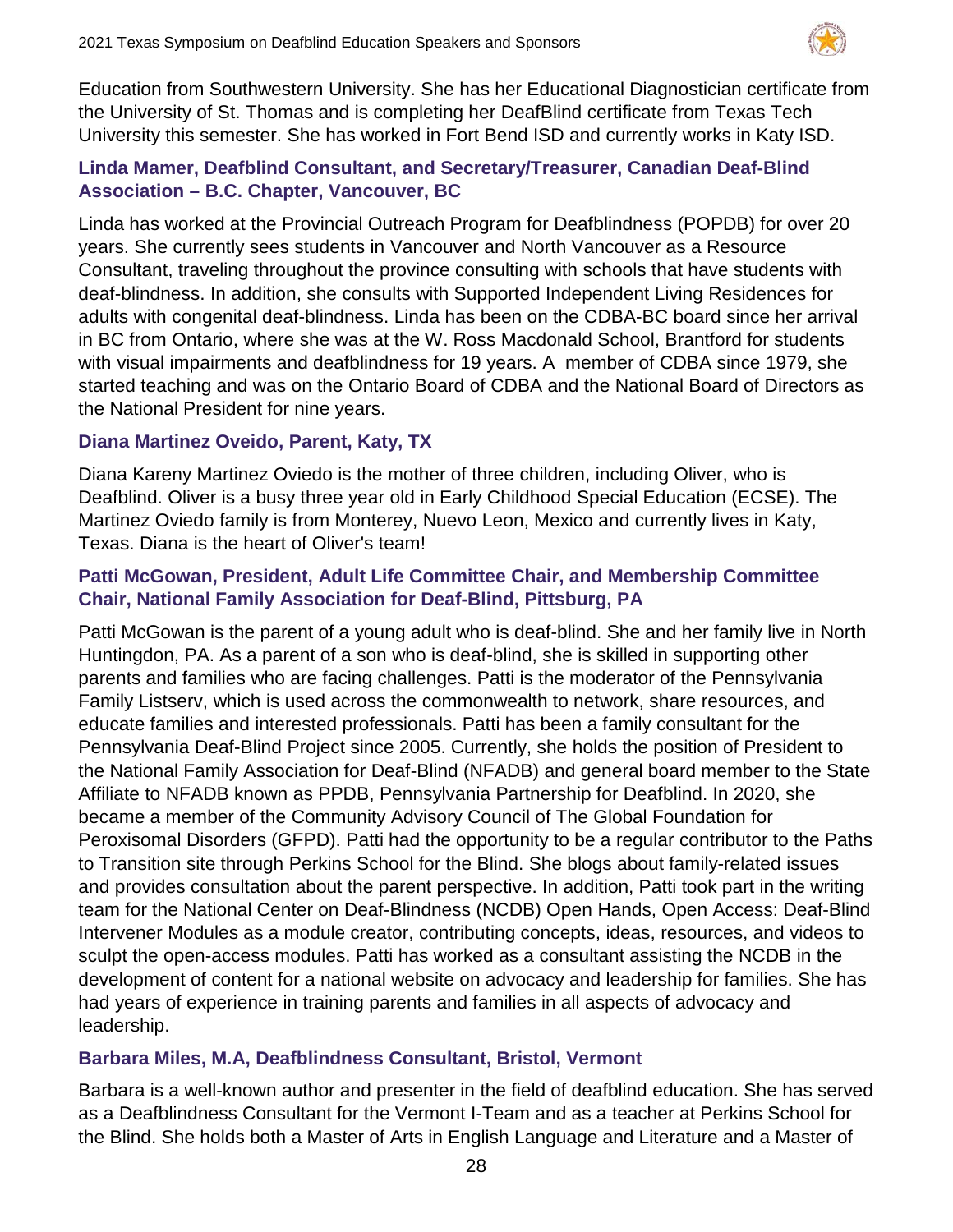Education from Southwestern University. She has her Educational Diagnostician certificate from the University of St. Thomas and is completing her DeafBlind certificate from Texas Tech University this semester. She has worked in Fort Bend ISD and currently works in Katy ISD.

### Linda Mamer, Deafblind Consultant, and Secretary/Treasurer, Canadian Deaf-Blind Association – B.C. Chapter, Vancouver, BC

Linda has worked at the Provincial Outreach Program for Deafblindness (POPDB) for over 20 years. She currently sees students in Vancouver and North Vancouver as a Resource Consultant, traveling throughout the province consulting with schools that have students with deaf-blindness. In addition, she consults with Supported Independent Living Residences for adults with congenital deaf-blindness. Linda has been on the CDBA-BC board since her arrival in BC from Ontario, where she was at the W. Ross Macdonald School, Brantford for students with visual impairments and deafblindness for 19 years. A member of CDBA since 1979, she started teaching and was on the Ontario Board of CDBA and the National Board of Directors as the National President for nine years.

### Diana Martinez Oveido, Parent, Katy, TX

Diana Kareny Martinez Oviedo is the mother of three children, including Oliver, who is Deafblind. Oliver is a busy three year old in Early Childhood Special Education (ECSE). The Martinez Oviedo family is from Monterey, Nuevo Leon, Mexico and currently lives in Katy, Texas. Diana is the heart of Oliver's team!

### Patti McGowan, President, Adult Life Committee Chair, and Membership Committee Chair, National Family Association for Deaf-Blind, Pittsburg, PA

Patti McGowan is the parent of a young adult who is deaf-blind. She and her family live in North Huntingdon, PA. As a parent of a son who is deaf-blind, she is skilled in supporting other parents and families who are facing challenges. Patti is the moderator of the Pennsylvania Family Listserv, which is used across the commonwealth to network, share resources, and educate families and interested professionals. Patti has been a family consultant for the Pennsylvania Deaf-Blind Project since 2005. Currently, she holds the position of President to the National Family Association for Deaf-Blind (NFADB) and general board member to the State Affiliate to NFADB known as PPDB, Pennsylvania Partnership for Deafblind. In 2020, she became a member of the Community Advisory Council of The Global Foundation for Peroxisomal Disorders (GFPD). Patti had the opportunity to be a regular contributor to the Paths to Transition site through Perkins School for the Blind. She blogs about family-related issues and provides consultation about the parent perspective. In addition, Patti took part in the writing team for the National Center on Deaf-Blindness (NCDB) Open Hands, Open Access: Deaf-Blind Intervener Modules as a module creator, contributing concepts, ideas, resources, and videos to sculpt the open-access modules. Patti has worked as a consultant assisting the NCDB in the development of content for a national website on advocacy and leadership for families. She has had years of experience in training parents and families in all aspects of advocacy and leadership.

### Barbara Miles, M.A, Deafblindness Consultant, Bristol, Vermont

Barbara is a well-known author and presenter in the field of deafblind education. She has served as a Deafblindness Consultant for the Vermont I-Team and as a teacher at Perkins School for the Blind. She holds both a Master of Arts in English Language and Literature and a Master of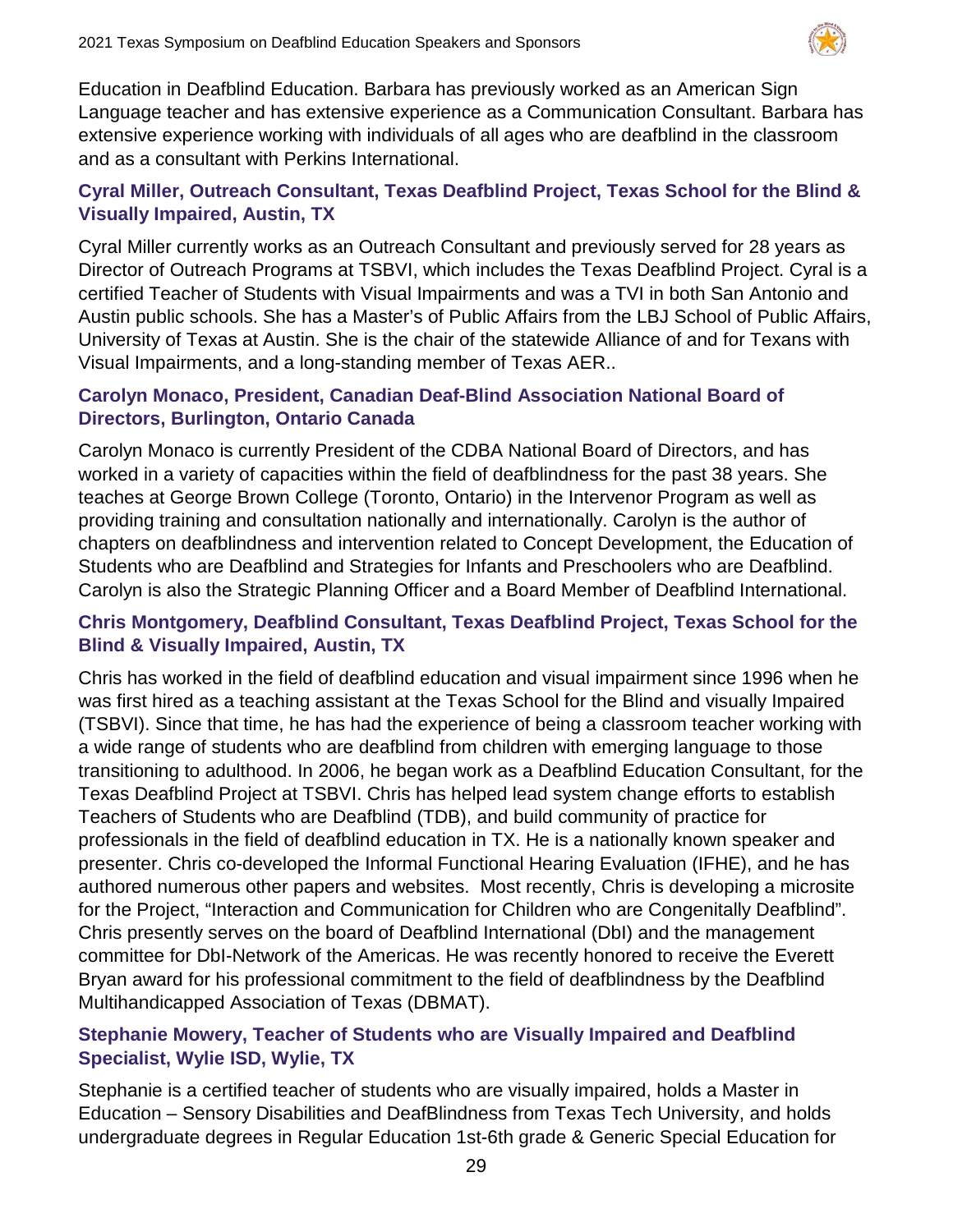Education in Deafblind Education. Barbara has previously worked as an American Sign Language teacher and has extensive experience as a Communication Consultant. Barbara has extensive experience working with individuals of all ages who are deafblind in the classroom and as a consultant with Perkins International.

### Cyral Miller, Outreach Consultant, Texas Deafblind Project, Texas School for the Blind & Visually Impaired, Austin, TX

Cyral Miller currently works as an Outreach Consultant and previously served for 28 years as Director of Outreach Programs at TSBVI, which includes the Texas Deafblind Project. Cyral is a certified Teacher of Students with Visual Impairments and was a TVI in both San Antonio and Austin public schools. She has a Master's of Public Affairs from the LBJ School of Public Affairs, University of Texas at Austin. She is the chair of the statewide Alliance of and for Texans with Visual Impairments, and a long-standing member of Texas AER..

### Carolyn Monaco, President, Canadian Deaf-Blind Association National Board of Directors, Burlington, Ontario Canada

Carolyn Monaco is currently President of the CDBA National Board of Directors, and has worked in a variety of capacities within the field of deafblindness for the past 38 years. She teaches at George Brown College (Toronto, Ontario) in the Intervenor Program as well as providing training and consultation nationally and internationally. Carolyn is the author of chapters on deafblindness and intervention related to Concept Development, the Education of Students who are Deafblind and Strategies for Infants and Preschoolers who are Deafblind. Carolyn is also the Strategic Planning Officer and a Board Member of Deafblind International.

### Chris Montgomery, Deafblind Consultant, Texas Deafblind Project, Texas School for the Blind & Visually Impaired, Austin, TX

Chris has worked in the field of deafblind education and visual impairment since 1996 when he was first hired as a teaching assistant at the Texas School for the Blind and visually Impaired (TSBVI). Since that time, he has had the experience of being a classroom teacher working with a wide range of students who are deafblind from children with emerging language to those transitioning to adulthood. In 2006, he began work as a Deafblind Education Consultant, for the Texas Deafblind Project at TSBVI. Chris has helped lead system change efforts to establish Teachers of Students who are Deafblind (TDB), and build community of practice for professionals in the field of deafblind education in TX. He is a nationally known speaker and presenter. Chris co-developed the Informal Functional Hearing Evaluation (IFHE), and he has authored numerous other papers and websites.  Most recently, Chris is developing a microsite for the Project, "Interaction and Communication for Children who are Congenitally Deafblind". Chris presently serves on the board of Deafblind International (DbI) and the management committee for DbI-Network of the Americas. He was recently honored to receive the Everett Bryan award for his professional commitment to the field of deafblindness by the Deafblind Multihandicapped Association of Texas (DBMAT).

### Stephanie Mowery, Teacher of Students who are Visually Impaired and Deafblind Specialist, Wylie ISD, Wylie, TX

Stephanie is a certified teacher of students who are visually impaired, holds a Master in Education – Sensory Disabilities and DeafBlindness from Texas Tech University, and holds undergraduate degrees in Regular Education 1st-6th grade & Generic Special Education for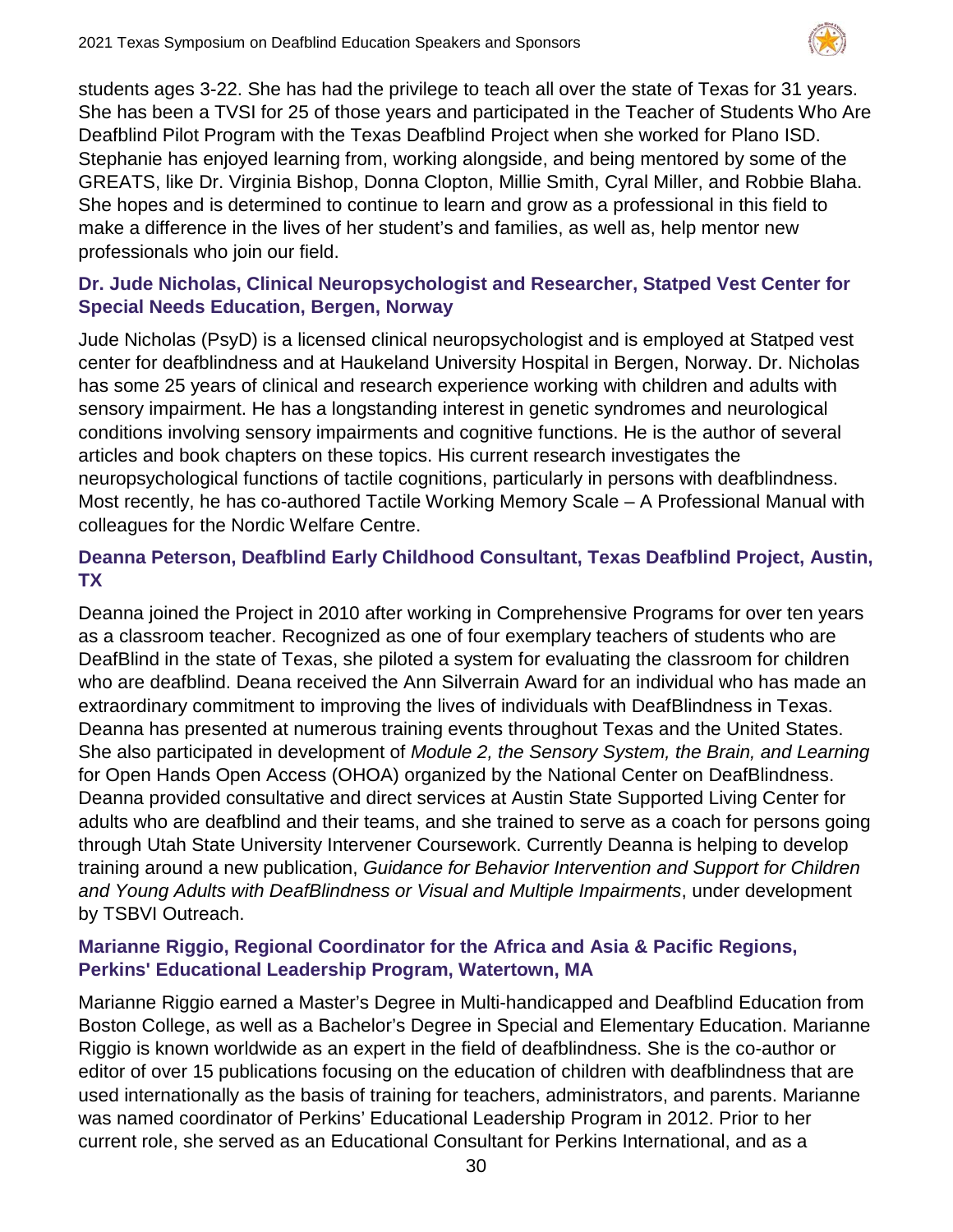students ages 3-22. She has had the privilege to teach all over the state of Texas for 31 years. She has been a TVSI for 25 of those years and participated in the Teacher of Students Who Are Deafblind Pilot Program with the Texas Deafblind Project when she worked for Plano ISD. Stephanie has enjoyed learning from, working alongside, and being mentored by some of the GREATS, like Dr. Virginia Bishop, Donna Clopton, Millie Smith, Cyral Miller, and Robbie Blaha. She hopes and is determined to continue to learn and grow as a professional in this field to make a difference in the lives of her student's and families, as well as, help mentor new professionals who join our field.

### Dr. Jude Nicholas, Clinical Neuropsychologist and Researcher, Statped Vest Center for Special Needs Education, Bergen, Norway

Jude Nicholas (PsyD) is a licensed clinical neuropsychologist and is employed at Statped vest center for deafblindness and at Haukeland University Hospital in Bergen, Norway. Dr. Nicholas has some 25 years of clinical and research experience working with children and adults with sensory impairment. He has a longstanding interest in genetic syndromes and neurological conditions involving sensory impairments and cognitive functions. He is the author of several articles and book chapters on these topics. His current research investigates the neuropsychological functions of tactile cognitions, particularly in persons with deafblindness. Most recently, he has co-authored Tactile Working Memory Scale – A Professional Manual with colleagues for the Nordic Welfare Centre.

### Deanna Peterson, Deafblind Early Childhood Consultant, Texas Deafblind Project, Austin, TX

Deanna joined the Project in 2010 after working in Comprehensive Programs for over ten years as a classroom teacher. Recognized as one of four exemplary teachers of students who are DeafBlind in the state of Texas, she piloted a system for evaluating the classroom for children who are deafblind. Deana received the Ann Silverrain Award for an individual who has made an extraordinary commitment to improving the lives of individuals with DeafBlindness in Texas. Deanna has presented at numerous training events throughout Texas and the United States. She also participated in development of *Module 2, the Sensory System, the Brain, and Learning* for Open Hands Open Access (OHOA) organized by the National Center on DeafBlindness. Deanna provided consultative and direct services at Austin State Supported Living Center for adults who are deafblind and their teams, and she trained to serve as a coach for persons going through Utah State University Intervener Coursework. Currently Deanna is helping to develop training around a new publication, *Guidance for Behavior Intervention and Support for Children and Young Adults with DeafBlindness or Visual and Multiple Impairments*, under development by TSBVI Outreach.

### Marianne Riggio, Regional Coordinator for the Africa and Asia & Pacific Regions, Perkins' Educational Leadership Program, Watertown, MA

Marianne Riggio earned a Master's Degree in Multi-handicapped and Deafblind Education from Boston College, as well as a Bachelor's Degree in Special and Elementary Education. Marianne Riggio is known worldwide as an expert in the field of deafblindness. She is the co-author or editor of over 15 publications focusing on the education of children with deafblindness that are used internationally as the basis of training for teachers, administrators, and parents. Marianne was named coordinator of Perkins' Educational Leadership Program in 2012. Prior to her current role, she served as an Educational Consultant for Perkins International, and as a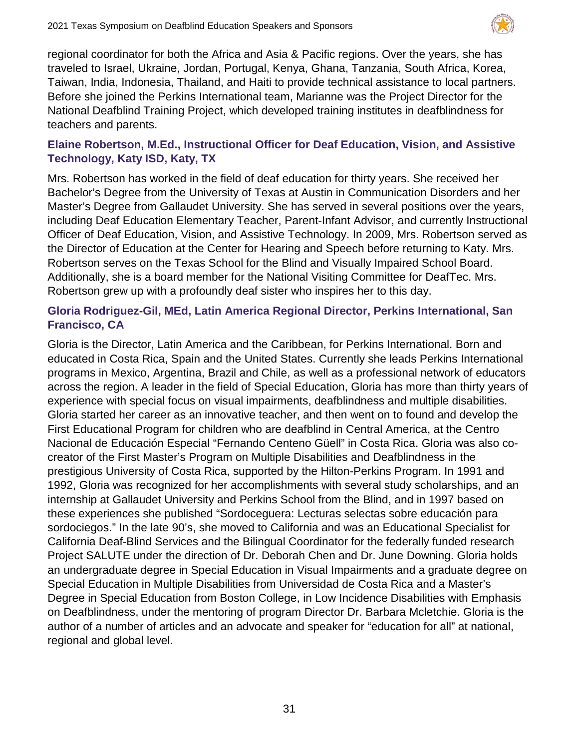regional coordinator for both the Africa and Asia & Pacific regions. Over the years, she has traveled to Israel, Ukraine, Jordan, Portugal, Kenya, Ghana, Tanzania, South Africa, Korea, Taiwan, India, Indonesia, Thailand, and Haiti to provide technical assistance to local partners. Before she joined the Perkins International team, Marianne was the Project Director for the National Deafblind Training Project, which developed training institutes in deafblindness for teachers and parents.

### Elaine Robertson, M.Ed., Instructional Officer for Deaf Education, Vision, and Assistive Technology, Katy ISD, Katy, TX

Mrs. Robertson has worked in the field of deaf education for thirty years. She received her Bachelor's Degree from the University of Texas at Austin in Communication Disorders and her Master's Degree from Gallaudet University. She has served in several positions over the years, including Deaf Education Elementary Teacher, Parent-Infant Advisor, and currently Instructional Officer of Deaf Education, Vision, and Assistive Technology. In 2009, Mrs. Robertson served as the Director of Education at the Center for Hearing and Speech before returning to Katy. Mrs. Robertson serves on the Texas School for the Blind and Visually Impaired School Board. Additionally, she is a board member for the National Visiting Committee for DeafTec. Mrs. Robertson grew up with a profoundly deaf sister who inspires her to this day.

### Gloria Rodriguez-Gil, MEd, Latin America Regional Director, Perkins International, San Francisco, CA

Gloria is the Director, Latin America and the Caribbean, for Perkins International. Born and educated in Costa Rica, Spain and the United States. Currently she leads Perkins International programs in Mexico, Argentina, Brazil and Chile, as well as a professional network of educators across the region. A leader in the field of Special Education, Gloria has more than thirty years of experience with special focus on visual impairments, deafblindness and multiple disabilities. Gloria started her career as an innovative teacher, and then went on to found and develop the First Educational Program for children who are deafblind in Central America, at the Centro Nacional de Educación Especial "Fernando Centeno Güell" in Costa Rica. Gloria was also co-creator of the First Master's Program on Multiple Disabilities and Deafblindness in the prestigious University of Costa Rica, supported by the Hilton-Perkins Program. In 1991 and 1992, Gloria was recognized for her accomplishments with several study scholarships, and an internship at Gallaudet University and Perkins School from the Blind, and in 1997 based on these experiences she published "Sordoceguera: Lecturas selectas sobre educación para sordociegos." In the late 90's, she moved to California and was an Educational Specialist for California Deaf-Blind Services and the Bilingual Coordinator for the federally funded research Project SALUTE under the direction of Dr. Deborah Chen and Dr. June Downing. Gloria holds an undergraduate degree in Special Education in Visual Impairments and a graduate degree on Special Education in Multiple Disabilities from Universidad de Costa Rica and a Master's Degree in Special Education from Boston College, in Low Incidence Disabilities with Emphasis on Deafblindness, under the mentoring of program Director Dr. Barbara Mcletchie. Gloria is the author of a number of articles and an advocate and speaker for "education for all" at national, regional and global level.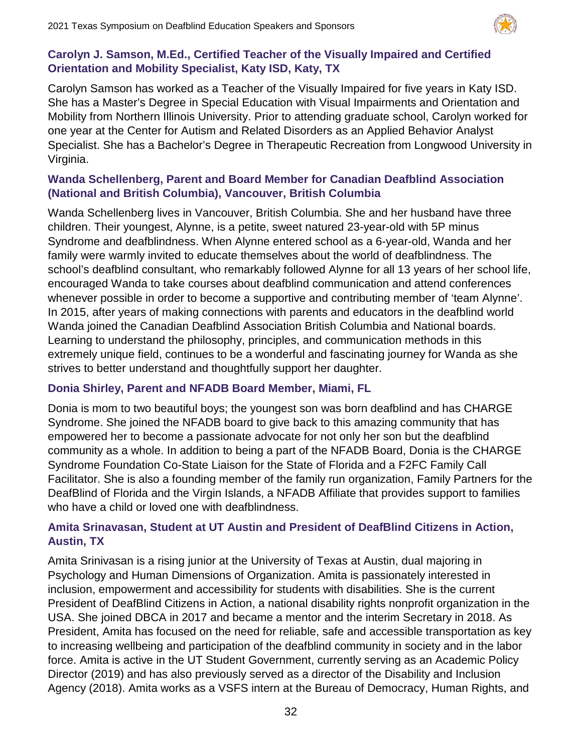### Carolyn J. Samson, M.Ed., Certified Teacher of the Visually Impaired and Certified Orientation and Mobility Specialist, Katy ISD, Katy, TX

Carolyn Samson has worked as a Teacher of the Visually Impaired for five years in Katy ISD. She has a Master's Degree in Special Education with Visual Impairments and Orientation and Mobility from Northern Illinois University. Prior to attending graduate school, Carolyn worked for one year at the Center for Autism and Related Disorders as an Applied Behavior Analyst Specialist. She has a Bachelor's Degree in Therapeutic Recreation from Longwood University in Virginia.

### Wanda Schellenberg, Parent and Board Member for Canadian Deafblind Association (National and British Columbia), Vancouver, British Columbia

Wanda Schellenberg lives in Vancouver, British Columbia. She and her husband have three children. Their youngest, Alynne, is a petite, sweet natured 23-year-old with 5P minus Syndrome and deafblindness. When Alynne entered school as a 6-year-old, Wanda and her family were warmly invited to educate themselves about the world of deafblindness. The school's deafblind consultant, who remarkably followed Alynne for all 13 years of her school life, encouraged Wanda to take courses about deafblind communication and attend conferences whenever possible in order to become a supportive and contributing member of 'team Alynne'. In 2015, after years of making connections with parents and educators in the deafblind world Wanda joined the Canadian Deafblind Association British Columbia and National boards. Learning to understand the philosophy, principles, and communication methods in this extremely unique field, continues to be a wonderful and fascinating journey for Wanda as she strives to better understand and thoughtfully support her daughter.

### Donia Shirley, Parent and NFADB Board Member, Miami, FL

Donia is mom to two beautiful boys; the youngest son was born deafblind and has CHARGE Syndrome. She joined the NFADB board to give back to this amazing community that has empowered her to become a passionate advocate for not only her son but the deafblind community as a whole. In addition to being a part of the NFADB Board, Donia is the CHARGE Syndrome Foundation Co-State Liaison for the State of Florida and a F2FC Family Call Facilitator. She is also a founding member of the family run organization, Family Partners for the DeafBlind of Florida and the Virgin Islands, a NFADB Affiliate that provides support to families who have a child or loved one with deafblindness.

### Amita Srinavasan, Student at UT Austin and President of DeafBlind Citizens in Action, Austin, TX

Amita Srinivasan is a rising junior at the University of Texas at Austin, dual majoring in Psychology and Human Dimensions of Organization. Amita is passionately interested in inclusion, empowerment and accessibility for students with disabilities. She is the current President of DeafBlind Citizens in Action, a national disability rights nonprofit organization in the USA. She joined DBCA in 2017 and became a mentor and the interim Secretary in 2018. As President, Amita has focused on the need for reliable, safe and accessible transportation as key to increasing wellbeing and participation of the deafblind community in society and in the labor force. Amita is active in the UT Student Government, currently serving as an Academic Policy Director (2019) and has also previously served as a director of the Disability and Inclusion Agency (2018). Amita works as a VSFS intern at the Bureau of Democracy, Human Rights, and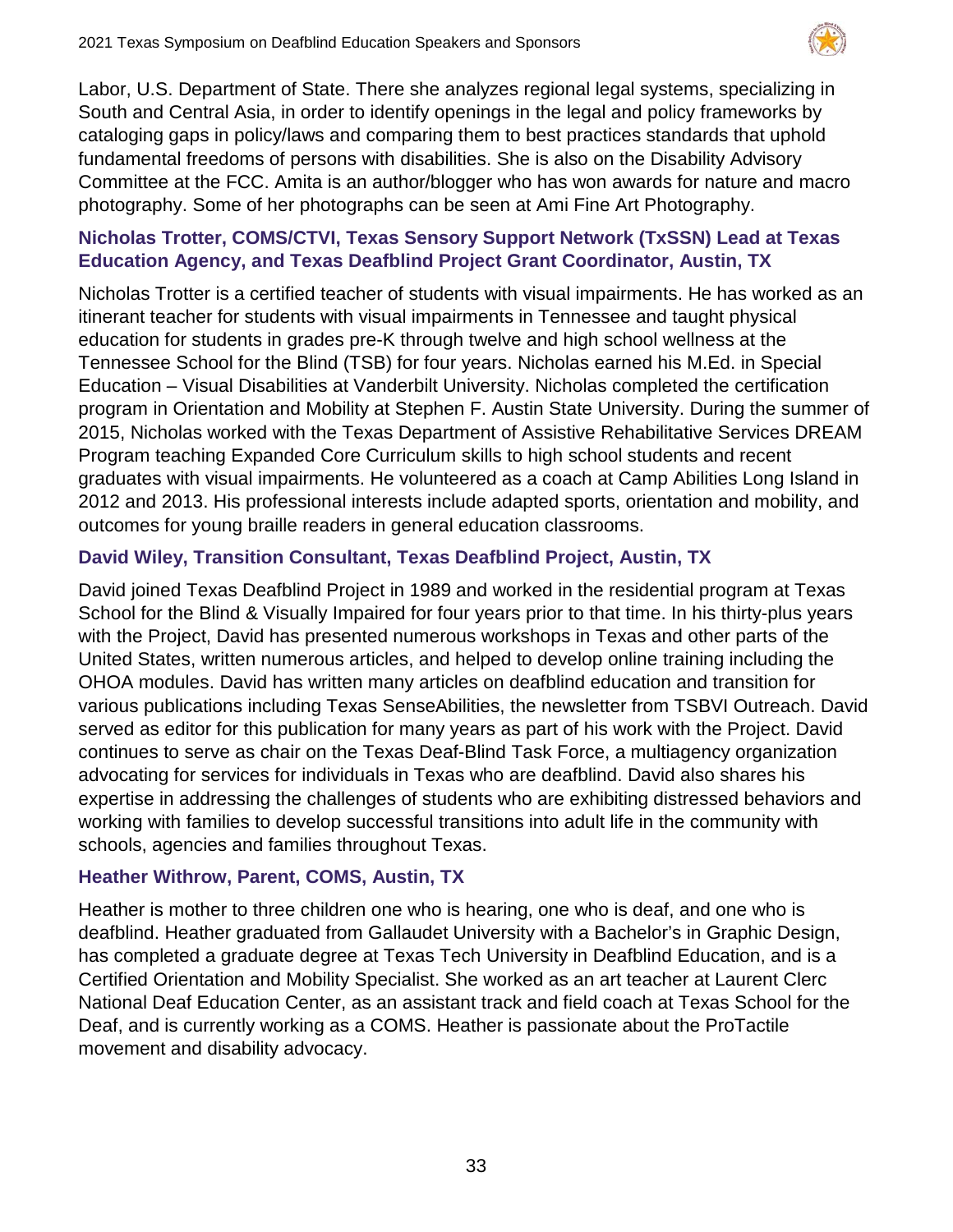Labor, U.S. Department of State. There she analyzes regional legal systems, specializing in South and Central Asia, in order to identify openings in the legal and policy frameworks by cataloging gaps in policy/laws and comparing them to best practices standards that uphold fundamental freedoms of persons with disabilities. She is also on the Disability Advisory Committee at the FCC. Amita is an author/blogger who has won awards for nature and macro photography. Some of her photographs can be seen at Ami Fine Art Photography.

### Nicholas Trotter, COMS/CTVI, Texas Sensory Support Network (TxSSN) Lead at Texas Education Agency, and Texas Deafblind Project Grant Coordinator, Austin, TX

Nicholas Trotter is a certified teacher of students with visual impairments. He has worked as an itinerant teacher for students with visual impairments in Tennessee and taught physical education for students in grades pre-K through twelve and high school wellness at the Tennessee School for the Blind (TSB) for four years. Nicholas earned his M.Ed. in Special Education – Visual Disabilities at Vanderbilt University. Nicholas completed the certification program in Orientation and Mobility at Stephen F. Austin State University. During the summer of 2015, Nicholas worked with the Texas Department of Assistive Rehabilitative Services DREAM Program teaching Expanded Core Curriculum skills to high school students and recent graduates with visual impairments. He volunteered as a coach at Camp Abilities Long Island in 2012 and 2013. His professional interests include adapted sports, orientation and mobility, and outcomes for young braille readers in general education classrooms.

### David Wiley, Transition Consultant, Texas Deafblind Project, Austin, TX

David joined Texas Deafblind Project in 1989 and worked in the residential program at Texas School for the Blind & Visually Impaired for four years prior to that time. In his thirty-plus years with the Project, David has presented numerous workshops in Texas and other parts of the United States, written numerous articles, and helped to develop online training including the OHOA modules. David has written many articles on deafblind education and transition for various publications including Texas SenseAbilities, the newsletter from TSBVI Outreach. David served as editor for this publication for many years as part of his work with the Project. David continues to serve as chair on the Texas Deaf-Blind Task Force, a multiagency organization advocating for services for individuals in Texas who are deafblind. David also shares his expertise in addressing the challenges of students who are exhibiting distressed behaviors and working with families to develop successful transitions into adult life in the community with schools, agencies and families throughout Texas.

### Heather Withrow, Parent, COMS, Austin, TX

Heather is mother to three children one who is hearing, one who is deaf, and one who is deafblind. Heather graduated from Gallaudet University with a Bachelor's in Graphic Design, has completed a graduate degree at Texas Tech University in Deafblind Education, and is a Certified Orientation and Mobility Specialist. She worked as an art teacher at Laurent Clerc National Deaf Education Center, as an assistant track and field coach at Texas School for the Deaf, and is currently working as a COMS. Heather is passionate about the ProTactile movement and disability advocacy.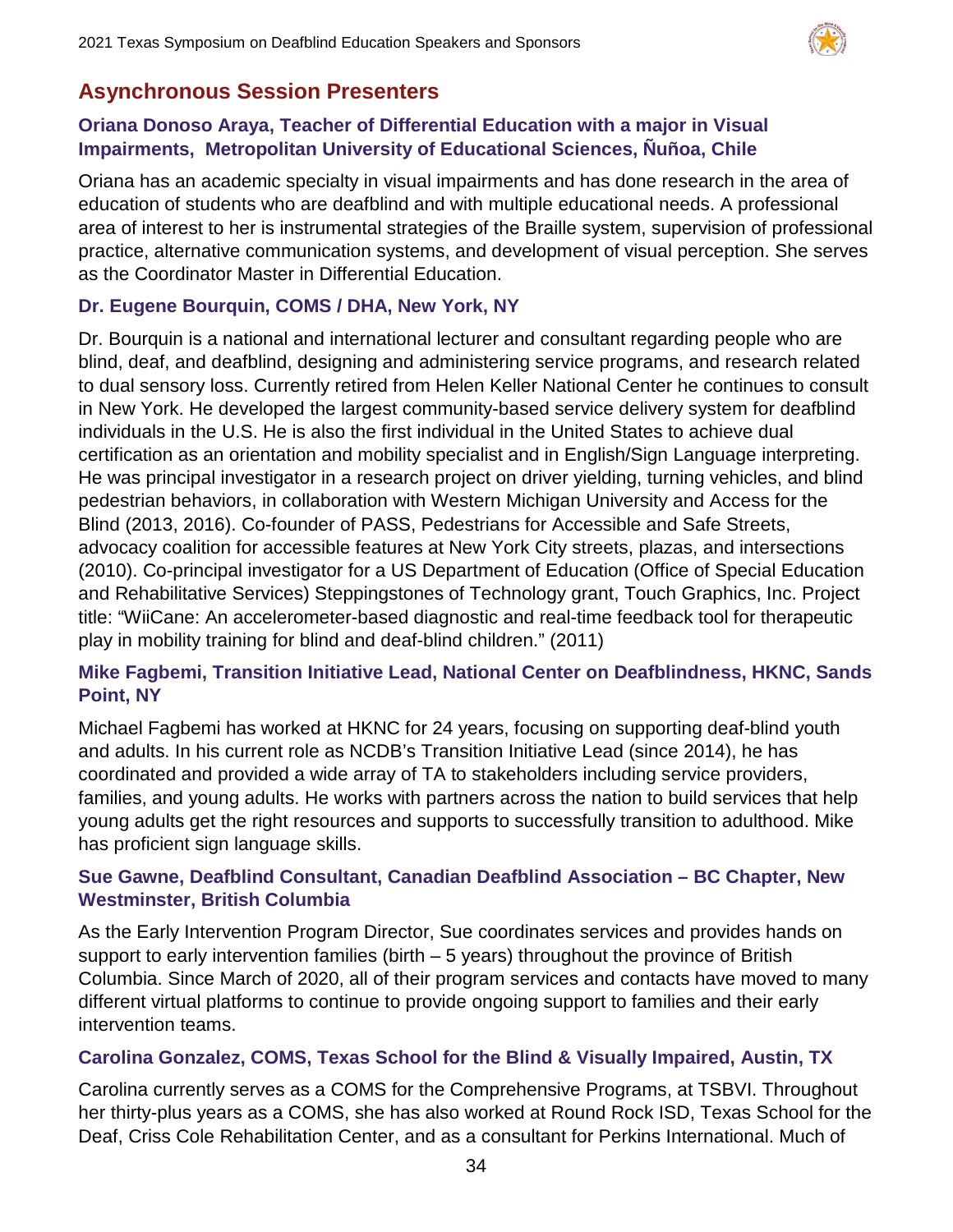## Asynchronous Session Presenters

### Oriana Donoso Araya, Teacher of Differential Education with a major in Visual Impairments, Metropolitan University of Educational Sciences, Ñuñoa, Chile

Oriana has an academic specialty in visual impairments and has done research in the area of education of students who are deafblind and with multiple educational needs. A professional area of interest to her is instrumental strategies of the Braille system, supervision of professional practice, alternative communication systems, and development of visual perception. She serves as the Coordinator Master in Differential Education.

### Dr. Eugene Bourquin, COMS / DHA, New York, NY

Dr. Bourquin is a national and international lecturer and consultant regarding people who are blind, deaf, and deafblind, designing and administering service programs, and research related to dual sensory loss. Currently retired from Helen Keller National Center he continues to consult in New York. He developed the largest community-based service delivery system for deafblind individuals in the U.S. He is also the first individual in the United States to achieve dual certification as an orientation and mobility specialist and in English/Sign Language interpreting. He was principal investigator in a research project on driver yielding, turning vehicles, and blind pedestrian behaviors, in collaboration with Western Michigan University and Access for the Blind (2013, 2016). Co-founder of PASS, Pedestrians for Accessible and Safe Streets, advocacy coalition for accessible features at New York City streets, plazas, and intersections (2010). Co-principal investigator for a US Department of Education (Office of Special Education and Rehabilitative Services) Steppingstones of Technology grant, Touch Graphics, Inc. Project title: "WiiCane: An accelerometer-based diagnostic and real-time feedback tool for therapeutic play in mobility training for blind and deaf-blind children." (2011)

### Mike Fagbemi, Transition Initiative Lead, National Center on Deafblindness, HKNC, Sands Point, NY

Michael Fagbemi has worked at HKNC for 24 years, focusing on supporting deaf-blind youth and adults. In his current role as NCDB's Transition Initiative Lead (since 2014), he has coordinated and provided a wide array of TA to stakeholders including service providers, families, and young adults. He works with partners across the nation to build services that help young adults get the right resources and supports to successfully transition to adulthood. Mike has proficient sign language skills.

### Sue Gawne, Deafblind Consultant, Canadian Deafblind Association – BC Chapter, New Westminster, British Columbia

As the Early Intervention Program Director, Sue coordinates services and provides hands on support to early intervention families (birth – 5 years) throughout the province of British Columbia. Since March of 2020, all of their program services and contacts have moved to many different virtual platforms to continue to provide ongoing support to families and their early intervention teams.

### Carolina Gonzalez, COMS, Texas School for the Blind & Visually Impaired, Austin, TX

Carolina currently serves as a COMS for the Comprehensive Programs, at TSBVI. Throughout her thirty-plus years as a COMS, she has also worked at Round Rock ISD, Texas School for the Deaf, Criss Cole Rehabilitation Center, and as a consultant for Perkins International. Much of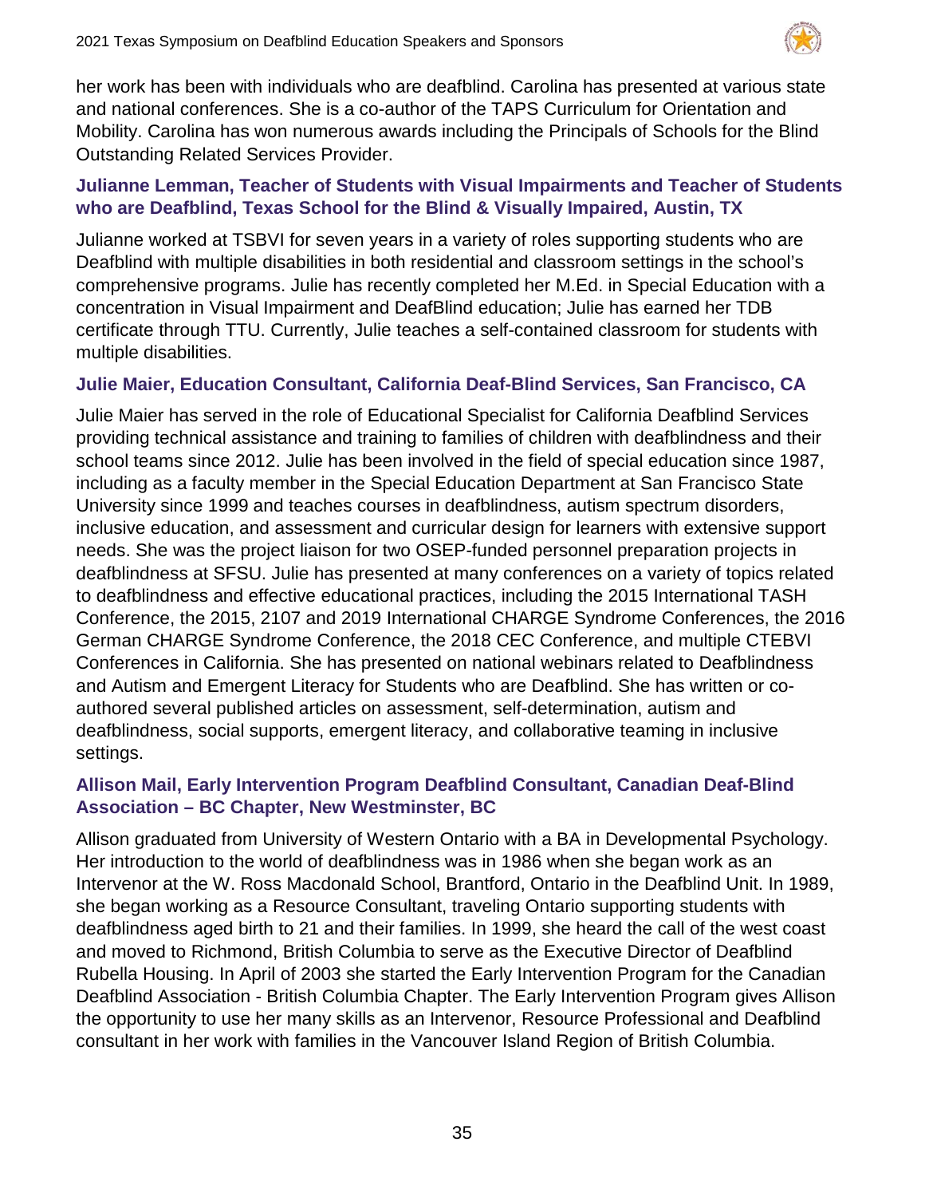her work has been with individuals who are deafblind. Carolina has presented at various state and national conferences. She is a co-author of the TAPS Curriculum for Orientation and Mobility. Carolina has won numerous awards including the Principals of Schools for the Blind Outstanding Related Services Provider.

### Julianne Lemman, Teacher of Students with Visual Impairments and Teacher of Students who are Deafblind, Texas School for the Blind & Visually Impaired, Austin, TX

Julianne worked at TSBVI for seven years in a variety of roles supporting students who are Deafblind with multiple disabilities in both residential and classroom settings in the school's comprehensive programs. Julie has recently completed her M.Ed. in Special Education with a concentration in Visual Impairment and DeafBlind education; Julie has earned her TDB certificate through TTU. Currently, Julie teaches a self-contained classroom for students with multiple disabilities.

### Julie Maier, Education Consultant, California Deaf-Blind Services, San Francisco, CA

Julie Maier has served in the role of Educational Specialist for California Deafblind Services providing technical assistance and training to families of children with deafblindness and their school teams since 2012. Julie has been involved in the field of special education since 1987, including as a faculty member in the Special Education Department at San Francisco State University since 1999 and teaches courses in deafblindness, autism spectrum disorders, inclusive education, and assessment and curricular design for learners with extensive support needs. She was the project liaison for two OSEP-funded personnel preparation projects in deafblindness at SFSU. Julie has presented at many conferences on a variety of topics related to deafblindness and effective educational practices, including the 2015 International TASH Conference, the 2015, 2107 and 2019 International CHARGE Syndrome Conferences, the 2016 German CHARGE Syndrome Conference, the 2018 CEC Conference, and multiple CTEBVI Conferences in California. She has presented on national webinars related to Deafblindness and Autism and Emergent Literacy for Students who are Deafblind. She has written or co-authored several published articles on assessment, self-determination, autism and deafblindness, social supports, emergent literacy, and collaborative teaming in inclusive settings.

### Allison Mail, Early Intervention Program Deafblind Consultant, Canadian Deaf-Blind Association – BC Chapter, New Westminster, BC

Allison graduated from University of Western Ontario with a BA in Developmental Psychology. Her introduction to the world of deafblindness was in 1986 when she began work as an Intervenor at the W. Ross Macdonald School, Brantford, Ontario in the Deafblind Unit. In 1989, she began working as a Resource Consultant, traveling Ontario supporting students with deafblindness aged birth to 21 and their families. In 1999, she heard the call of the west coast and moved to Richmond, British Columbia to serve as the Executive Director of Deafblind Rubella Housing. In April of 2003 she started the Early Intervention Program for the Canadian Deafblind Association - British Columbia Chapter. The Early Intervention Program gives Allison the opportunity to use her many skills as an Intervenor, Resource Professional and Deafblind consultant in her work with families in the Vancouver Island Region of British Columbia.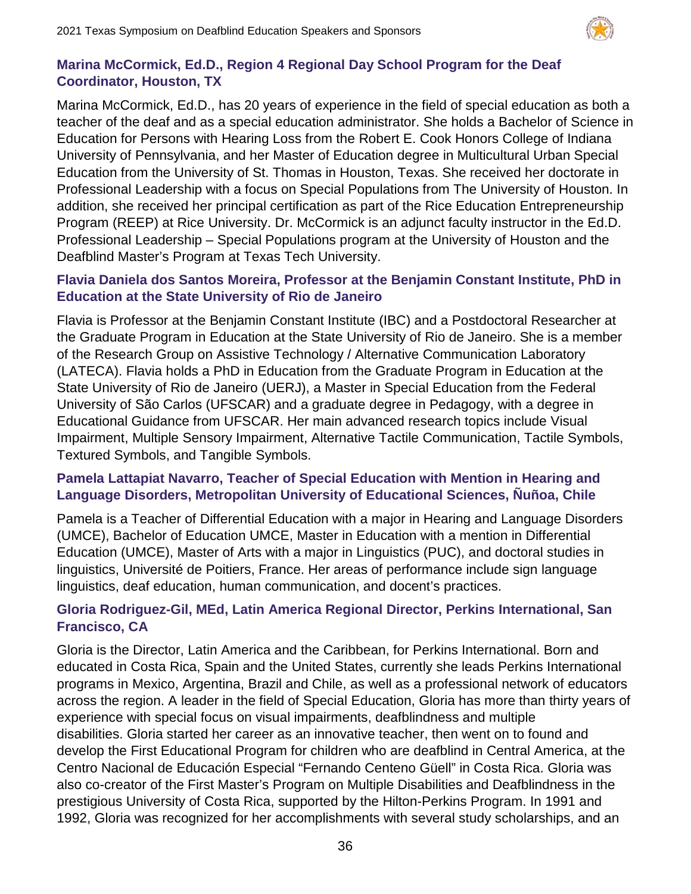### Marina McCormick, Ed.D., Region 4 Regional Day School Program for the Deaf Coordinator, Houston, TX

Marina McCormick, Ed.D., has 20 years of experience in the field of special education as both a teacher of the deaf and as a special education administrator. She holds a Bachelor of Science in Education for Persons with Hearing Loss from the Robert E. Cook Honors College of Indiana University of Pennsylvania, and her Master of Education degree in Multicultural Urban Special Education from the University of St. Thomas in Houston, Texas. She received her doctorate in Professional Leadership with a focus on Special Populations from The University of Houston. In addition, she received her principal certification as part of the Rice Education Entrepreneurship Program (REEP) at Rice University. Dr. McCormick is an adjunct faculty instructor in the Ed.D. Professional Leadership – Special Populations program at the University of Houston and the Deafblind Master's Program at Texas Tech University.

### Flavia Daniela dos Santos Moreira, Professor at the Benjamin Constant Institute, PhD in Education at the State University of Rio de Janeiro

Flavia is Professor at the Benjamin Constant Institute (IBC) and a Postdoctoral Researcher at the Graduate Program in Education at the State University of Rio de Janeiro. She is a member of the Research Group on Assistive Technology / Alternative Communication Laboratory (LATECA). Flavia holds a PhD in Education from the Graduate Program in Education at the State University of Rio de Janeiro (UERJ), a Master in Special Education from the Federal University of São Carlos (UFSCAR) and a graduate degree in Pedagogy, with a degree in Educational Guidance from UFSCAR. Her main advanced research topics include Visual Impairment, Multiple Sensory Impairment, Alternative Tactile Communication, Tactile Symbols, Textured Symbols, and Tangible Symbols.

### Pamela Lattapiat Navarro, Teacher of Special Education with Mention in Hearing and Language Disorders, Metropolitan University of Educational Sciences, Ñuñoa, Chile

Pamela is a Teacher of Differential Education with a major in Hearing and Language Disorders (UMCE), Bachelor of Education UMCE, Master in Education with a mention in Differential Education (UMCE), Master of Arts with a major in Linguistics (PUC), and doctoral studies in linguistics, Université de Poitiers, France. Her areas of performance include sign language linguistics, deaf education, human communication, and docent's practices.

### Gloria Rodriguez-Gil, MEd, Latin America Regional Director, Perkins International, San Francisco, CA

Gloria is the Director, Latin America and the Caribbean, for Perkins International. Born and educated in Costa Rica, Spain and the United States, currently she leads Perkins International programs in Mexico, Argentina, Brazil and Chile, as well as a professional network of educators across the region. A leader in the field of Special Education, Gloria has more than thirty years of experience with special focus on visual impairments, deafblindness and multiple disabilities. Gloria started her career as an innovative teacher, then went on to found and develop the First Educational Program for children who are deafblind in Central America, at the Centro Nacional de Educación Especial "Fernando Centeno Güell" in Costa Rica. Gloria was also co-creator of the First Master's Program on Multiple Disabilities and Deafblindness in the prestigious University of Costa Rica, supported by the Hilton-Perkins Program. In 1991 and 1992, Gloria was recognized for her accomplishments with several study scholarships, and an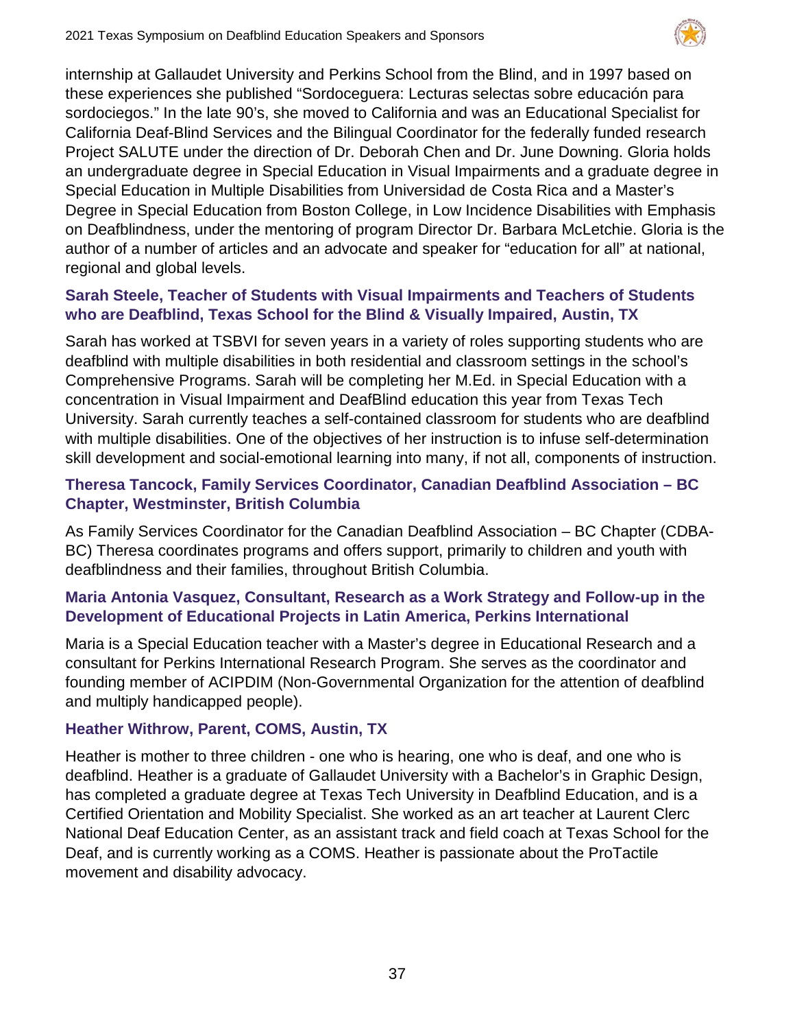internship at Gallaudet University and Perkins School from the Blind, and in 1997 based on these experiences she published "Sordoceguera: Lecturas selectas sobre educación para sordociegos." In the late 90's, she moved to California and was an Educational Specialist for California Deaf-Blind Services and the Bilingual Coordinator for the federally funded research Project SALUTE under the direction of Dr. Deborah Chen and Dr. June Downing. Gloria holds an undergraduate degree in Special Education in Visual Impairments and a graduate degree in Special Education in Multiple Disabilities from Universidad de Costa Rica and a Master's Degree in Special Education from Boston College, in Low Incidence Disabilities with Emphasis on Deafblindness, under the mentoring of program Director Dr. Barbara McLetchie. Gloria is the author of a number of articles and an advocate and speaker for "education for all" at national, regional and global levels.

### Sarah Steele, Teacher of Students with Visual Impairments and Teachers of Students who are Deafblind, Texas School for the Blind & Visually Impaired, Austin, TX

Sarah has worked at TSBVI for seven years in a variety of roles supporting students who are deafblind with multiple disabilities in both residential and classroom settings in the school's Comprehensive Programs. Sarah will be completing her M.Ed. in Special Education with a concentration in Visual Impairment and DeafBlind education this year from Texas Tech University. Sarah currently teaches a self-contained classroom for students who are deafblind with multiple disabilities. One of the objectives of her instruction is to infuse self-determination skill development and social-emotional learning into many, if not all, components of instruction.

### Theresa Tancock, Family Services Coordinator, Canadian Deafblind Association – BC Chapter, Westminster, British Columbia

As Family Services Coordinator for the Canadian Deafblind Association – BC Chapter (CDBA-BC) Theresa coordinates programs and offers support, primarily to children and youth with deafblindness and their families, throughout British Columbia.

### Maria Antonia Vasquez, Consultant, Research as a Work Strategy and Follow-up in the Development of Educational Projects in Latin America, Perkins International

Maria is a Special Education teacher with a Master's degree in Educational Research and a consultant for Perkins International Research Program. She serves as the coordinator and founding member of ACIPDIM (Non-Governmental Organization for the attention of deafblind and multiply handicapped people).

### Heather Withrow, Parent, COMS, Austin, TX

Heather is mother to three children - one who is hearing, one who is deaf, and one who is deafblind. Heather is a graduate of Gallaudet University with a Bachelor's in Graphic Design, has completed a graduate degree at Texas Tech University in Deafblind Education, and is a Certified Orientation and Mobility Specialist. She worked as an art teacher at Laurent Clerc National Deaf Education Center, as an assistant track and field coach at Texas School for the Deaf, and is currently working as a COMS. Heather is passionate about the ProTactile movement and disability advocacy.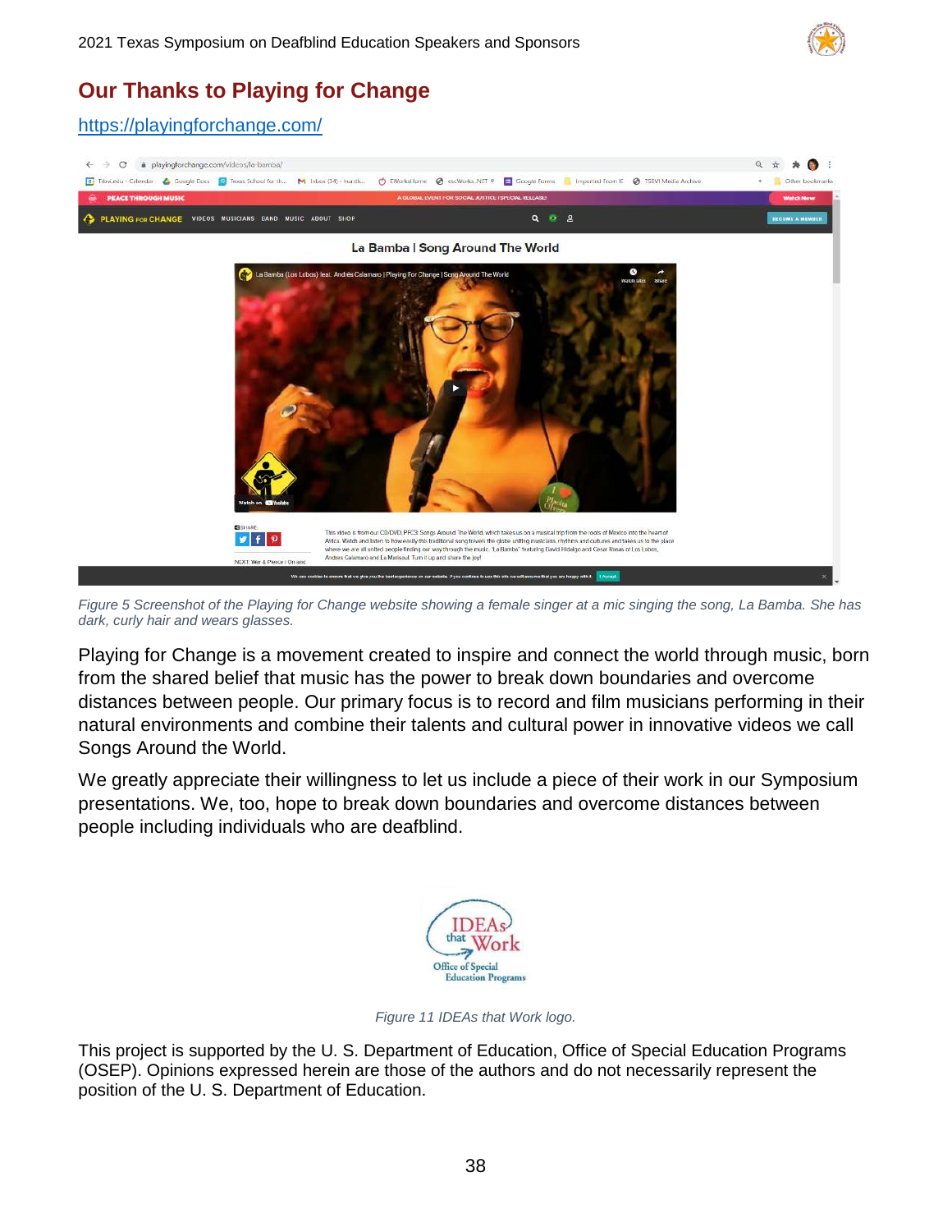## Our Thanks to Playing for Change

https://playingforchange.com/

*Figure 5 Screenshot of the Playing for Change website showing a female singer at a mic singing the song, La Bamba. She has dark, curly hair and wears glasses.*

Playing for Change is a movement created to inspire and connect the world through music, born from the shared belief that music has the power to break down boundaries and overcome distances between people. Our primary focus is to record and film musicians performing in their natural environments and combine their talents and cultural power in innovative videos we call Songs Around the World.

We greatly appreciate their willingness to let us include a piece of their work in our Symposium presentations. We, too, hope to break down boundaries and overcome distances between people including individuals who are deafblind.

*Figure 11 IDEAs that Work logo.*

This project is supported by the U. S. Department of Education, Office of Special Education Programs (OSEP). Opinions expressed herein are those of the authors and do not necessarily represent the position of the U. S. Department of Education.